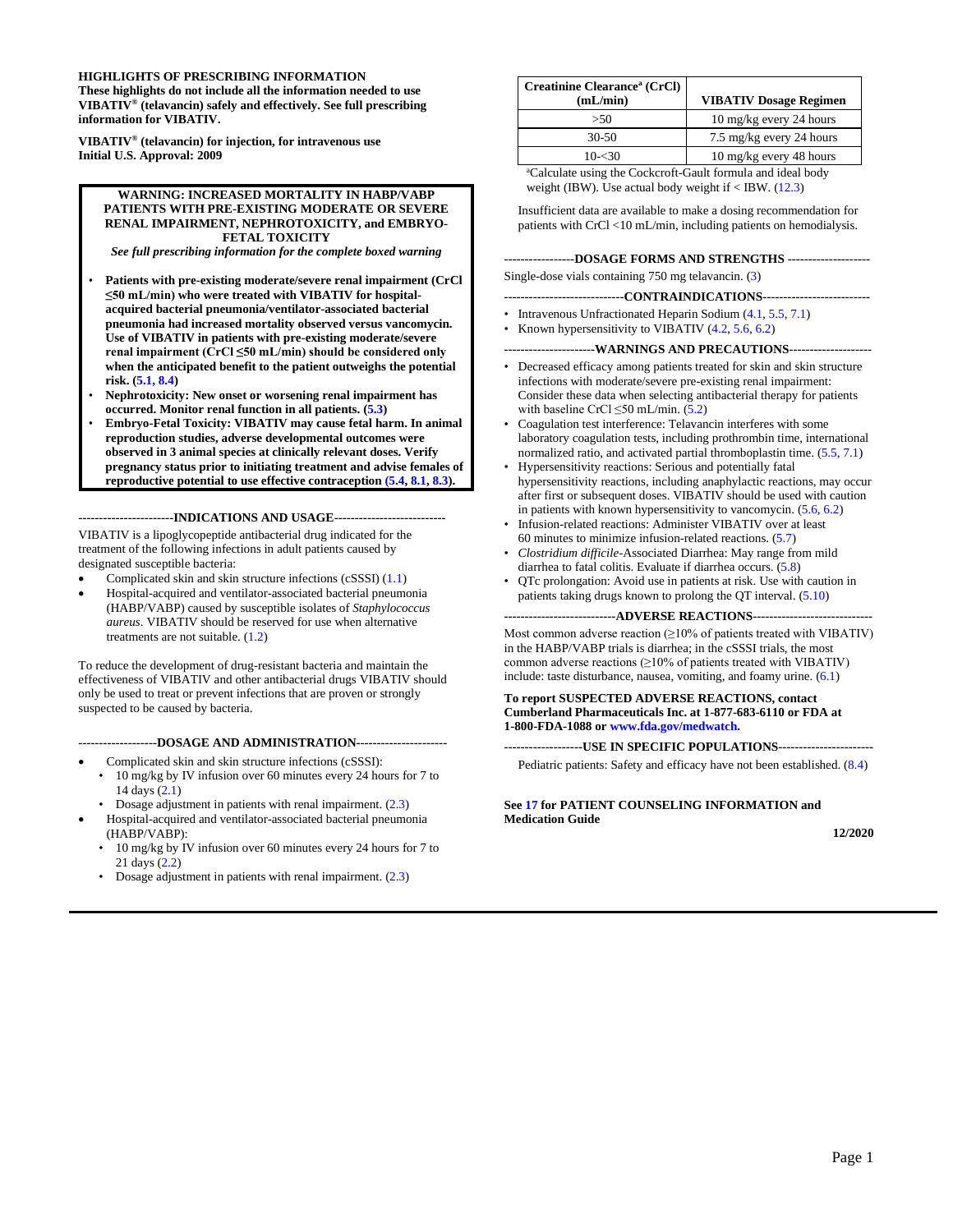**HIGHLIGHTS OF PRESCRIBING INFORMATION**
**These highlights do not include all the information needed to use VIBATIV® (telavancin) safely and effectively. See full prescribing information for VIBATIV.**

**VIBATIV® (telavancin) for injection, for intravenous use**
**Initial U.S. Approval: 2009**

**WARNING: INCREASED MORTALITY IN HABP/VABP PATIENTS WITH PRE-EXISTING MODERATE OR SEVERE RENAL IMPAIRMENT, NEPHROTOXICITY, and EMBRYO-FETAL TOXICITY**

***See full prescribing information for the complete boxed warning***

- **Patients with pre-existing moderate/severe renal impairment (CrCl ≤50 mL/min) who were treated with VIBATIV for hospital-acquired bacterial pneumonia/ventilator-associated bacterial pneumonia had increased mortality observed versus vancomycin. Use of VIBATIV in patients with pre-existing moderate/severe renal impairment (CrCl ≤50 mL/min) should be considered only when the anticipated benefit to the patient outweighs the potential risk. (5.1, 8.4)**
- **Nephrotoxicity: New onset or worsening renal impairment has occurred. Monitor renal function in all patients. (5.3)**
- **Embryo-Fetal Toxicity: VIBATIV may cause fetal harm. In animal reproduction studies, adverse developmental outcomes were observed in 3 animal species at clinically relevant doses. Verify pregnancy status prior to initiating treatment and advise females of reproductive potential to use effective contraception (5.4, 8.1, 8.3).**

## INDICATIONS AND USAGE

VIBATIV is a lipoglycopeptide antibacterial drug indicated for the treatment of the following infections in adult patients caused by designated susceptible bacteria:

- Complicated skin and skin structure infections (cSSSI) (1.1)
- Hospital-acquired and ventilator-associated bacterial pneumonia (HABP/VABP) caused by susceptible isolates of *Staphylococcus aureus*. VIBATIV should be reserved for use when alternative treatments are not suitable. (1.2)

To reduce the development of drug-resistant bacteria and maintain the effectiveness of VIBATIV and other antibacterial drugs VIBATIV should only be used to treat or prevent infections that are proven or strongly suspected to be caused by bacteria.

## DOSAGE AND ADMINISTRATION

- Complicated skin and skin structure infections (cSSSI):
  - 10 mg/kg by IV infusion over 60 minutes every 24 hours for 7 to 14 days (2.1)
  - Dosage adjustment in patients with renal impairment. (2.3)
- Hospital-acquired and ventilator-associated bacterial pneumonia (HABP/VABP):
  - 10 mg/kg by IV infusion over 60 minutes every 24 hours for 7 to 21 days (2.2)
  - Dosage adjustment in patients with renal impairment. (2.3)

| Creatinine Clearance[a] (CrCl) (mL/min) | VIBATIV Dosage Regimen |
|---|---|
| >50 | 10 mg/kg every 24 hours |
| 30-50 | 7.5 mg/kg every 24 hours |
| 10-<30 | 10 mg/kg every 48 hours |

[a]Calculate using the Cockcroft-Gault formula and ideal body weight (IBW). Use actual body weight if < IBW. (12.3)

Insufficient data are available to make a dosing recommendation for patients with CrCl <10 mL/min, including patients on hemodialysis.

## DOSAGE FORMS AND STRENGTHS

Single-dose vials containing 750 mg telavancin. (3)

## CONTRAINDICATIONS

- Intravenous Unfractionated Heparin Sodium (4.1, 5.5, 7.1)
- Known hypersensitivity to VIBATIV (4.2, 5.6, 6.2)

## WARNINGS AND PRECAUTIONS

- Decreased efficacy among patients treated for skin and skin structure infections with moderate/severe pre-existing renal impairment: Consider these data when selecting antibacterial therapy for patients with baseline CrCl ≤50 mL/min. (5.2)
- Coagulation test interference: Telavancin interferes with some laboratory coagulation tests, including prothrombin time, international normalized ratio, and activated partial thromboplastin time. (5.5, 7.1)
- Hypersensitivity reactions: Serious and potentially fatal hypersensitivity reactions, including anaphylactic reactions, may occur after first or subsequent doses. VIBATIV should be used with caution in patients with known hypersensitivity to vancomycin. (5.6, 6.2)
- Infusion-related reactions: Administer VIBATIV over at least 60 minutes to minimize infusion-related reactions. (5.7)
- *Clostridium difficile*-Associated Diarrhea: May range from mild diarrhea to fatal colitis. Evaluate if diarrhea occurs. (5.8)
- QTc prolongation: Avoid use in patients at risk. Use with caution in patients taking drugs known to prolong the QT interval. (5.10)

## ADVERSE REACTIONS

Most common adverse reaction (≥10% of patients treated with VIBATIV) in the HABP/VABP trials is diarrhea; in the cSSSI trials, the most common adverse reactions (≥10% of patients treated with VIBATIV) include: taste disturbance, nausea, vomiting, and foamy urine. (6.1)

**To report SUSPECTED ADVERSE REACTIONS, contact Cumberland Pharmaceuticals Inc. at 1-877-683-6110 or FDA at 1-800-FDA-1088 or www.fda.gov/medwatch.**

## USE IN SPECIFIC POPULATIONS

Pediatric patients: Safety and efficacy have not been established. (8.4)

**See 17 for PATIENT COUNSELING INFORMATION and Medication Guide**

**12/2020**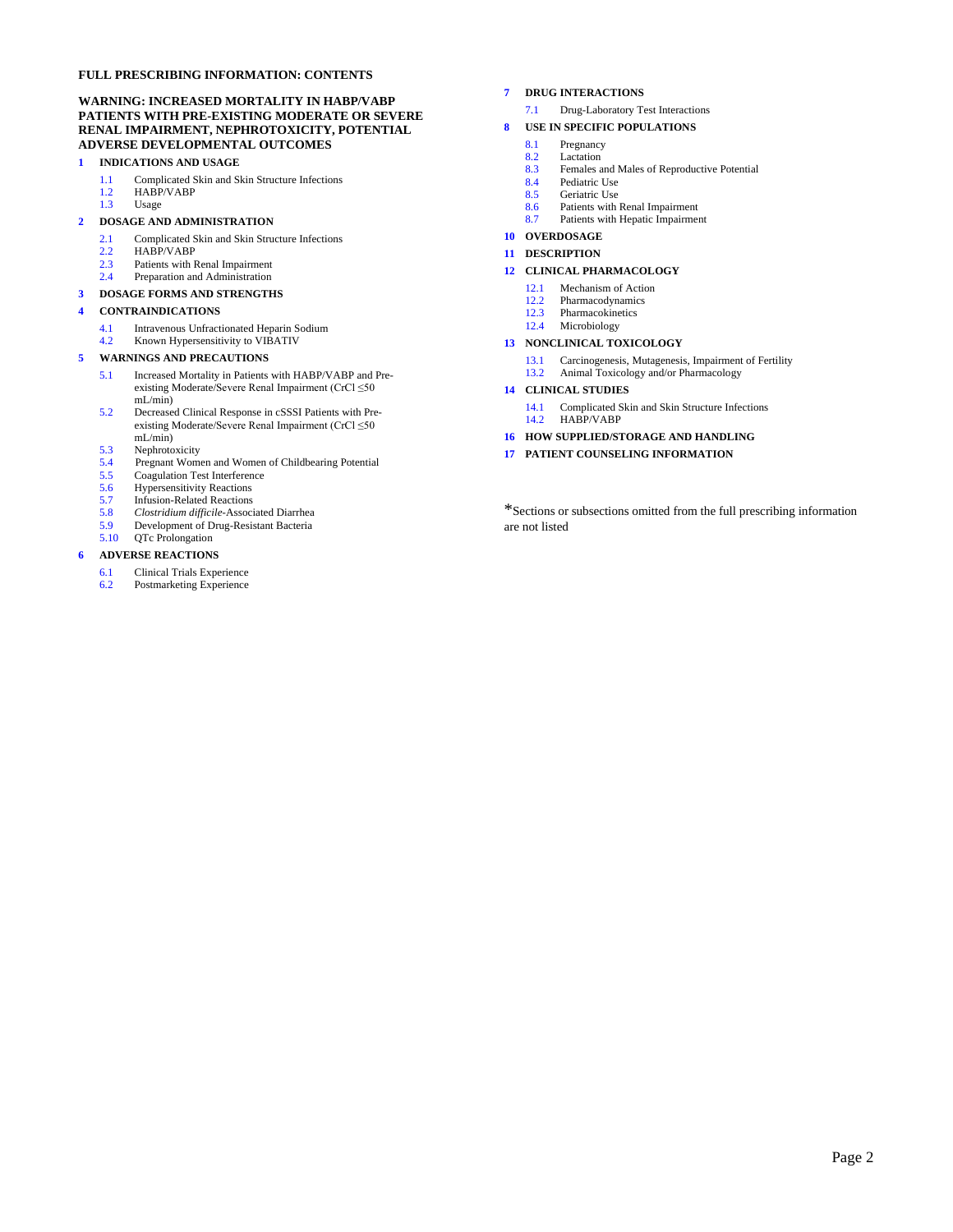**FULL PRESCRIBING INFORMATION: CONTENTS**

**WARNING: INCREASED MORTALITY IN HABP/VABP PATIENTS WITH PRE-EXISTING MODERATE OR SEVERE RENAL IMPAIRMENT, NEPHROTOXICITY, POTENTIAL ADVERSE DEVELOPMENTAL OUTCOMES**

**1 INDICATIONS AND USAGE**

- 1.1 Complicated Skin and Skin Structure Infections
- 1.2 HABP/VABP
- 1.3 Usage

**2 DOSAGE AND ADMINISTRATION**

- 2.1 Complicated Skin and Skin Structure Infections
- 2.2 HABP/VABP
- 2.3 Patients with Renal Impairment
- 2.4 Preparation and Administration

**3 DOSAGE FORMS AND STRENGTHS**

**4 CONTRAINDICATIONS**

- 4.1 Intravenous Unfractionated Heparin Sodium
- 4.2 Known Hypersensitivity to VIBATIV

**5 WARNINGS AND PRECAUTIONS**

- 5.1 Increased Mortality in Patients with HABP/VABP and Pre-existing Moderate/Severe Renal Impairment (CrCl ≤50 mL/min)
- 5.2 Decreased Clinical Response in cSSSI Patients with Pre-existing Moderate/Severe Renal Impairment (CrCl ≤50 mL/min)
- 5.3 Nephrotoxicity
- 5.4 Pregnant Women and Women of Childbearing Potential
- 5.5 Coagulation Test Interference
- 5.6 Hypersensitivity Reactions
- 5.7 Infusion-Related Reactions
- 5.8 *Clostridium difficile*-Associated Diarrhea
- 5.9 Development of Drug-Resistant Bacteria
- 5.10 QTc Prolongation

**6 ADVERSE REACTIONS**

- 6.1 Clinical Trials Experience
- 6.2 Postmarketing Experience

**7 DRUG INTERACTIONS**

- 7.1 Drug-Laboratory Test Interactions

**8 USE IN SPECIFIC POPULATIONS**

- 8.1 Pregnancy
- 8.2 Lactation
- 8.3 Females and Males of Reproductive Potential
- 8.4 Pediatric Use
- 8.5 Geriatric Use
- 8.6 Patients with Renal Impairment
- 8.7 Patients with Hepatic Impairment

**10 OVERDOSAGE**

**11 DESCRIPTION**

**12 CLINICAL PHARMACOLOGY**

- 12.1 Mechanism of Action
- 12.2 Pharmacodynamics
- 12.3 Pharmacokinetics
- 12.4 Microbiology

**13 NONCLINICAL TOXICOLOGY**

- 13.1 Carcinogenesis, Mutagenesis, Impairment of Fertility
- 13.2 Animal Toxicology and/or Pharmacology

**14 CLINICAL STUDIES**

- 14.1 Complicated Skin and Skin Structure Infections
- 14.2 HABP/VABP

**16 HOW SUPPLIED/STORAGE AND HANDLING**

**17 PATIENT COUNSELING INFORMATION**

*Sections or subsections omitted from the full prescribing information are not listed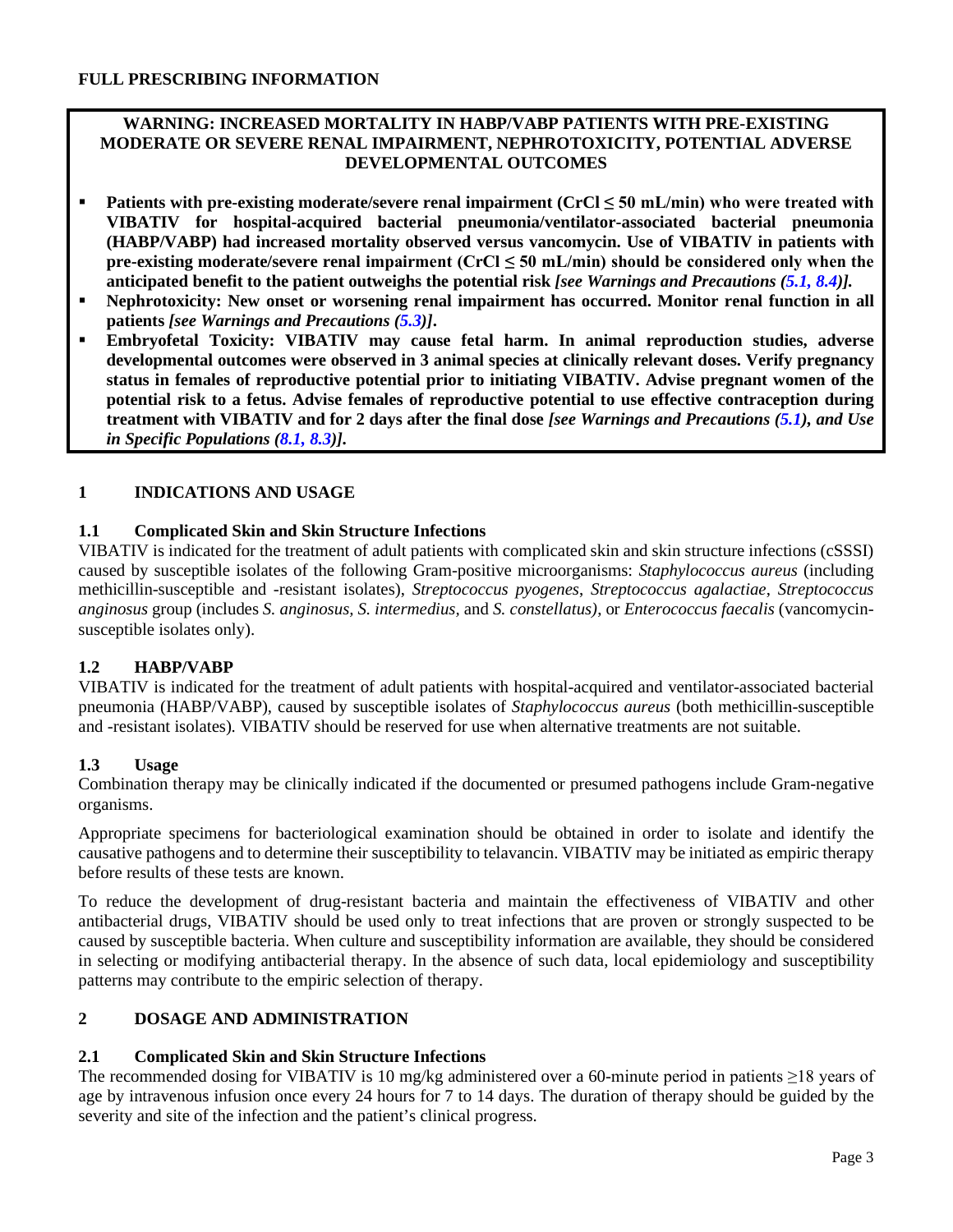# FULL PRESCRIBING INFORMATION

**WARNING: INCREASED MORTALITY IN HABP/VABP PATIENTS WITH PRE-EXISTING MODERATE OR SEVERE RENAL IMPAIRMENT, NEPHROTOXICITY, POTENTIAL ADVERSE DEVELOPMENTAL OUTCOMES**

- **Patients with pre-existing moderate/severe renal impairment (CrCl ≤ 50 mL/min) who were treated with VIBATIV for hospital-acquired bacterial pneumonia/ventilator-associated bacterial pneumonia (HABP/VABP) had increased mortality observed versus vancomycin. Use of VIBATIV in patients with pre-existing moderate/severe renal impairment (CrCl ≤ 50 mL/min) should be considered only when the anticipated benefit to the patient outweighs the potential risk** ***[see Warnings and Precautions (5.1, 8.4)].***
- **Nephrotoxicity: New onset or worsening renal impairment has occurred. Monitor renal function in all patients** ***[see Warnings and Precautions (5.3)].***
- **Embryofetal Toxicity: VIBATIV may cause fetal harm. In animal reproduction studies, adverse developmental outcomes were observed in 3 animal species at clinically relevant doses. Verify pregnancy status in females of reproductive potential prior to initiating VIBATIV. Advise pregnant women of the potential risk to a fetus. Advise females of reproductive potential to use effective contraception during treatment with VIBATIV and for 2 days after the final dose** ***[see Warnings and Precautions (5.1), and Use in Specific Populations (8.1, 8.3)].***

## 1 INDICATIONS AND USAGE

### 1.1 Complicated Skin and Skin Structure Infections

VIBATIV is indicated for the treatment of adult patients with complicated skin and skin structure infections (cSSSI) caused by susceptible isolates of the following Gram-positive microorganisms: *Staphylococcus aureus* (including methicillin-susceptible and -resistant isolates), *Streptococcus pyogenes*, *Streptococcus agalactiae*, *Streptococcus anginosus* group (includes *S. anginosus, S. intermedius,* and *S. constellatus)*, or *Enterococcus faecalis* (vancomycin-susceptible isolates only).

### 1.2 HABP/VABP

VIBATIV is indicated for the treatment of adult patients with hospital-acquired and ventilator-associated bacterial pneumonia (HABP/VABP), caused by susceptible isolates of *Staphylococcus aureus* (both methicillin-susceptible and -resistant isolates). VIBATIV should be reserved for use when alternative treatments are not suitable.

### 1.3 Usage

Combination therapy may be clinically indicated if the documented or presumed pathogens include Gram-negative organisms.

Appropriate specimens for bacteriological examination should be obtained in order to isolate and identify the causative pathogens and to determine their susceptibility to telavancin. VIBATIV may be initiated as empiric therapy before results of these tests are known.

To reduce the development of drug-resistant bacteria and maintain the effectiveness of VIBATIV and other antibacterial drugs, VIBATIV should be used only to treat infections that are proven or strongly suspected to be caused by susceptible bacteria. When culture and susceptibility information are available, they should be considered in selecting or modifying antibacterial therapy. In the absence of such data, local epidemiology and susceptibility patterns may contribute to the empiric selection of therapy.

## 2 DOSAGE AND ADMINISTRATION

### 2.1 Complicated Skin and Skin Structure Infections

The recommended dosing for VIBATIV is 10 mg/kg administered over a 60-minute period in patients ≥18 years of age by intravenous infusion once every 24 hours for 7 to 14 days. The duration of therapy should be guided by the severity and site of the infection and the patient's clinical progress.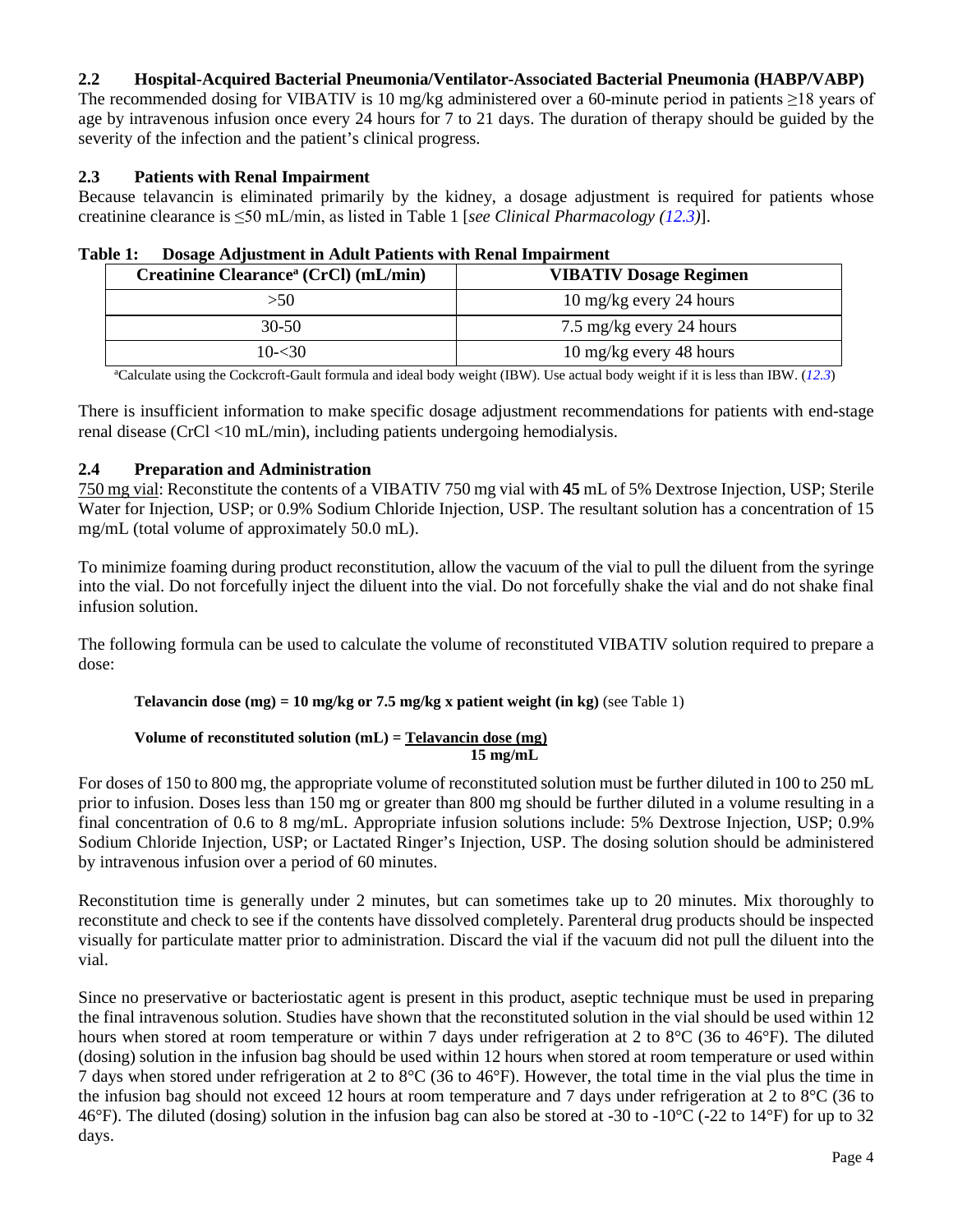### 2.2 Hospital-Acquired Bacterial Pneumonia/Ventilator-Associated Bacterial Pneumonia (HABP/VABP)

The recommended dosing for VIBATIV is 10 mg/kg administered over a 60-minute period in patients ≥18 years of age by intravenous infusion once every 24 hours for 7 to 21 days. The duration of therapy should be guided by the severity of the infection and the patient's clinical progress.

### 2.3 Patients with Renal Impairment

Because telavancin is eliminated primarily by the kidney, a dosage adjustment is required for patients whose creatinine clearance is ≤50 mL/min, as listed in Table 1 [*see Clinical Pharmacology (12.3)*].

**Table 1: Dosage Adjustment in Adult Patients with Renal Impairment**

| Creatinine Clearance[a] (CrCl) (mL/min) | VIBATIV Dosage Regimen |
|---|---|
| >50 | 10 mg/kg every 24 hours |
| 30-50 | 7.5 mg/kg every 24 hours |
| 10-<30 | 10 mg/kg every 48 hours |

[a]Calculate using the Cockcroft-Gault formula and ideal body weight (IBW). Use actual body weight if it is less than IBW. (12.3)

There is insufficient information to make specific dosage adjustment recommendations for patients with end-stage renal disease (CrCl <10 mL/min), including patients undergoing hemodialysis.

### 2.4 Preparation and Administration

750 mg vial: Reconstitute the contents of a VIBATIV 750 mg vial with **45** mL of 5% Dextrose Injection, USP; Sterile Water for Injection, USP; or 0.9% Sodium Chloride Injection, USP. The resultant solution has a concentration of 15 mg/mL (total volume of approximately 50.0 mL).

To minimize foaming during product reconstitution, allow the vacuum of the vial to pull the diluent from the syringe into the vial. Do not forcefully inject the diluent into the vial. Do not forcefully shake the vial and do not shake final infusion solution.

The following formula can be used to calculate the volume of reconstituted VIBATIV solution required to prepare a dose:

**Telavancin dose (mg) = 10 mg/kg or 7.5 mg/kg x patient weight (in kg)** (see Table 1)

$$\textbf{Volume of reconstituted solution (mL)} = \frac{\textbf{Telavancin dose (mg)}}{\textbf{15 mg/mL}}$$

For doses of 150 to 800 mg, the appropriate volume of reconstituted solution must be further diluted in 100 to 250 mL prior to infusion. Doses less than 150 mg or greater than 800 mg should be further diluted in a volume resulting in a final concentration of 0.6 to 8 mg/mL. Appropriate infusion solutions include: 5% Dextrose Injection, USP; 0.9% Sodium Chloride Injection, USP; or Lactated Ringer's Injection, USP. The dosing solution should be administered by intravenous infusion over a period of 60 minutes.

Reconstitution time is generally under 2 minutes, but can sometimes take up to 20 minutes. Mix thoroughly to reconstitute and check to see if the contents have dissolved completely. Parenteral drug products should be inspected visually for particulate matter prior to administration. Discard the vial if the vacuum did not pull the diluent into the vial.

Since no preservative or bacteriostatic agent is present in this product, aseptic technique must be used in preparing the final intravenous solution. Studies have shown that the reconstituted solution in the vial should be used within 12 hours when stored at room temperature or within 7 days under refrigeration at 2 to 8°C (36 to 46°F). The diluted (dosing) solution in the infusion bag should be used within 12 hours when stored at room temperature or used within 7 days when stored under refrigeration at 2 to 8°C (36 to 46°F). However, the total time in the vial plus the time in the infusion bag should not exceed 12 hours at room temperature and 7 days under refrigeration at 2 to 8°C (36 to 46°F). The diluted (dosing) solution in the infusion bag can also be stored at -30 to -10°C (-22 to 14°F) for up to 32 days.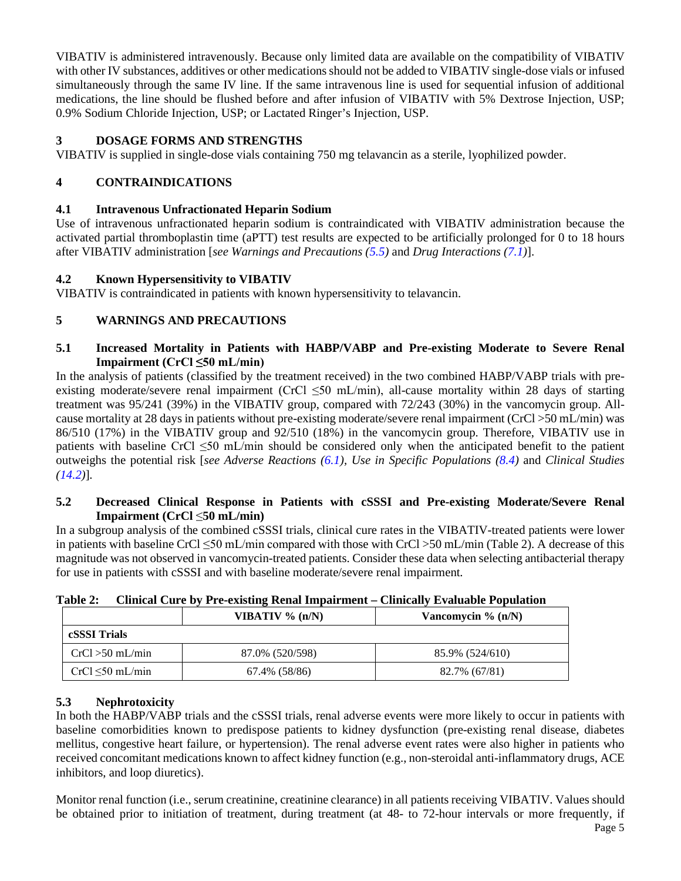VIBATIV is administered intravenously. Because only limited data are available on the compatibility of VIBATIV with other IV substances, additives or other medications should not be added to VIBATIV single-dose vials or infused simultaneously through the same IV line. If the same intravenous line is used for sequential infusion of additional medications, the line should be flushed before and after infusion of VIBATIV with 5% Dextrose Injection, USP; 0.9% Sodium Chloride Injection, USP; or Lactated Ringer's Injection, USP.

## 3 DOSAGE FORMS AND STRENGTHS

VIBATIV is supplied in single-dose vials containing 750 mg telavancin as a sterile, lyophilized powder.

## 4 CONTRAINDICATIONS

### 4.1 Intravenous Unfractionated Heparin Sodium

Use of intravenous unfractionated heparin sodium is contraindicated with VIBATIV administration because the activated partial thromboplastin time (aPTT) test results are expected to be artificially prolonged for 0 to 18 hours after VIBATIV administration [*see Warnings and Precautions (5.5)* and *Drug Interactions (7.1)*].

### 4.2 Known Hypersensitivity to VIBATIV

VIBATIV is contraindicated in patients with known hypersensitivity to telavancin.

## 5 WARNINGS AND PRECAUTIONS

### 5.1 Increased Mortality in Patients with HABP/VABP and Pre-existing Moderate to Severe Renal Impairment (CrCl ≤50 mL/min)

In the analysis of patients (classified by the treatment received) in the two combined HABP/VABP trials with pre-existing moderate/severe renal impairment (CrCl ≤50 mL/min), all-cause mortality within 28 days of starting treatment was 95/241 (39%) in the VIBATIV group, compared with 72/243 (30%) in the vancomycin group. All-cause mortality at 28 days in patients without pre-existing moderate/severe renal impairment (CrCl >50 mL/min) was 86/510 (17%) in the VIBATIV group and 92/510 (18%) in the vancomycin group. Therefore, VIBATIV use in patients with baseline CrCl ≤50 mL/min should be considered only when the anticipated benefit to the patient outweighs the potential risk [*see Adverse Reactions (6.1), Use in Specific Populations (8.4)* and *Clinical Studies (14.2)*].

### 5.2 Decreased Clinical Response in Patients with cSSSI and Pre-existing Moderate/Severe Renal Impairment (CrCl ≤50 mL/min)

In a subgroup analysis of the combined cSSSI trials, clinical cure rates in the VIBATIV-treated patients were lower in patients with baseline CrCl ≤50 mL/min compared with those with CrCl >50 mL/min (Table 2). A decrease of this magnitude was not observed in vancomycin-treated patients. Consider these data when selecting antibacterial therapy for use in patients with cSSSI and with baseline moderate/severe renal impairment.

**Table 2: Clinical Cure by Pre-existing Renal Impairment – Clinically Evaluable Population**

| | VIBATIV % (n/N) | Vancomycin % (n/N) |
|---|---|---|
| **cSSSI Trials** | | |
| CrCl >50 mL/min | 87.0% (520/598) | 85.9% (524/610) |
| CrCl ≤50 mL/min | 67.4% (58/86) | 82.7% (67/81) |

### 5.3 Nephrotoxicity

In both the HABP/VABP trials and the cSSSI trials, renal adverse events were more likely to occur in patients with baseline comorbidities known to predispose patients to kidney dysfunction (pre-existing renal disease, diabetes mellitus, congestive heart failure, or hypertension). The renal adverse event rates were also higher in patients who received concomitant medications known to affect kidney function (e.g., non-steroidal anti-inflammatory drugs, ACE inhibitors, and loop diuretics).

Monitor renal function (i.e., serum creatinine, creatinine clearance) in all patients receiving VIBATIV. Values should be obtained prior to initiation of treatment, during treatment (at 48- to 72-hour intervals or more frequently, if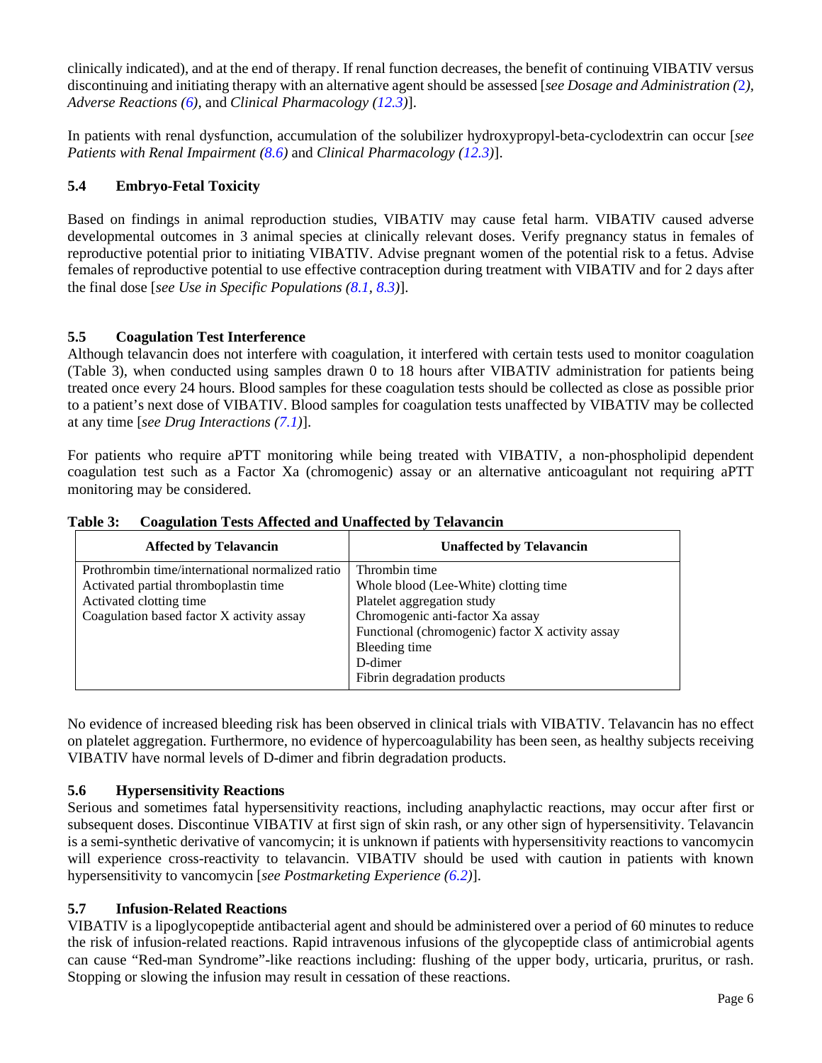clinically indicated), and at the end of therapy. If renal function decreases, the benefit of continuing VIBATIV versus discontinuing and initiating therapy with an alternative agent should be assessed [*see Dosage and Administration (2), Adverse Reactions (6),* and *Clinical Pharmacology (12.3)*].

In patients with renal dysfunction, accumulation of the solubilizer hydroxypropyl-beta-cyclodextrin can occur [*see Patients with Renal Impairment (8.6)* and *Clinical Pharmacology (12.3)*].

### 5.4 Embryo-Fetal Toxicity

Based on findings in animal reproduction studies, VIBATIV may cause fetal harm. VIBATIV caused adverse developmental outcomes in 3 animal species at clinically relevant doses. Verify pregnancy status in females of reproductive potential prior to initiating VIBATIV. Advise pregnant women of the potential risk to a fetus. Advise females of reproductive potential to use effective contraception during treatment with VIBATIV and for 2 days after the final dose [*see Use in Specific Populations (8.1, 8.3)*].

### 5.5 Coagulation Test Interference

Although telavancin does not interfere with coagulation, it interfered with certain tests used to monitor coagulation (Table 3), when conducted using samples drawn 0 to 18 hours after VIBATIV administration for patients being treated once every 24 hours. Blood samples for these coagulation tests should be collected as close as possible prior to a patient's next dose of VIBATIV. Blood samples for coagulation tests unaffected by VIBATIV may be collected at any time [*see Drug Interactions (7.1)*].

For patients who require aPTT monitoring while being treated with VIBATIV, a non-phospholipid dependent coagulation test such as a Factor Xa (chromogenic) assay or an alternative anticoagulant not requiring aPTT monitoring may be considered.

**Table 3: Coagulation Tests Affected and Unaffected by Telavancin**

| Affected by Telavancin | Unaffected by Telavancin |
|---|---|
| Prothrombin time/international normalized ratio | Thrombin time |
| Activated partial thromboplastin time | Whole blood (Lee-White) clotting time |
| Activated clotting time | Platelet aggregation study |
| Coagulation based factor X activity assay | Chromogenic anti-factor Xa assay |
| | Functional (chromogenic) factor X activity assay |
| | Bleeding time |
| | D-dimer |
| | Fibrin degradation products |

No evidence of increased bleeding risk has been observed in clinical trials with VIBATIV. Telavancin has no effect on platelet aggregation. Furthermore, no evidence of hypercoagulability has been seen, as healthy subjects receiving VIBATIV have normal levels of D-dimer and fibrin degradation products.

### 5.6 Hypersensitivity Reactions

Serious and sometimes fatal hypersensitivity reactions, including anaphylactic reactions, may occur after first or subsequent doses. Discontinue VIBATIV at first sign of skin rash, or any other sign of hypersensitivity. Telavancin is a semi-synthetic derivative of vancomycin; it is unknown if patients with hypersensitivity reactions to vancomycin will experience cross-reactivity to telavancin. VIBATIV should be used with caution in patients with known hypersensitivity to vancomycin [*see Postmarketing Experience (6.2)*].

### 5.7 Infusion-Related Reactions

VIBATIV is a lipoglycopeptide antibacterial agent and should be administered over a period of 60 minutes to reduce the risk of infusion-related reactions. Rapid intravenous infusions of the glycopeptide class of antimicrobial agents can cause "Red-man Syndrome"-like reactions including: flushing of the upper body, urticaria, pruritus, or rash. Stopping or slowing the infusion may result in cessation of these reactions.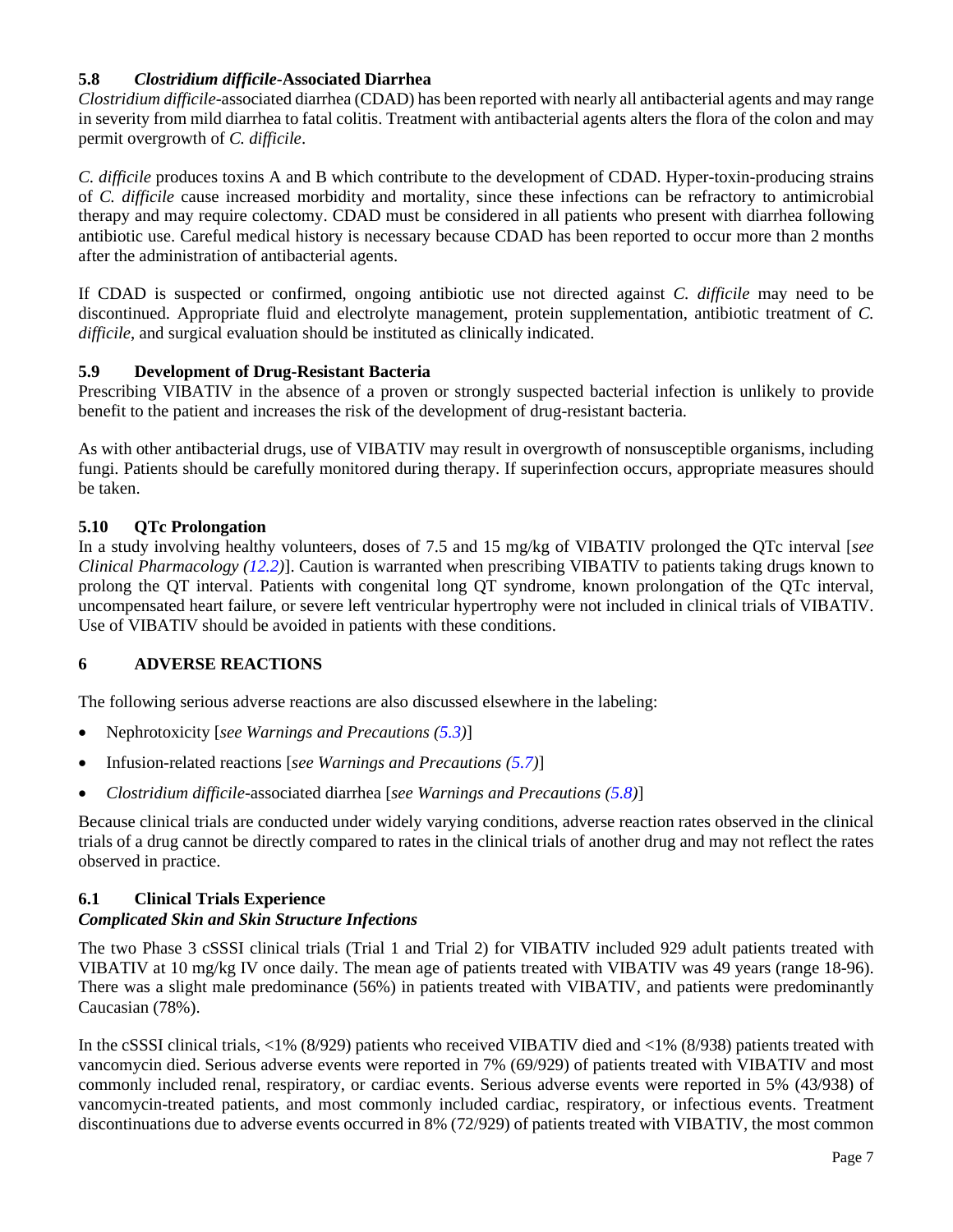### 5.8 *Clostridium difficile*-Associated Diarrhea

*Clostridium difficile*-associated diarrhea (CDAD) has been reported with nearly all antibacterial agents and may range in severity from mild diarrhea to fatal colitis. Treatment with antibacterial agents alters the flora of the colon and may permit overgrowth of *C. difficile*.

*C. difficile* produces toxins A and B which contribute to the development of CDAD. Hyper-toxin-producing strains of *C. difficile* cause increased morbidity and mortality, since these infections can be refractory to antimicrobial therapy and may require colectomy. CDAD must be considered in all patients who present with diarrhea following antibiotic use. Careful medical history is necessary because CDAD has been reported to occur more than 2 months after the administration of antibacterial agents.

If CDAD is suspected or confirmed, ongoing antibiotic use not directed against *C. difficile* may need to be discontinued. Appropriate fluid and electrolyte management, protein supplementation, antibiotic treatment of *C. difficile*, and surgical evaluation should be instituted as clinically indicated.

### 5.9 Development of Drug-Resistant Bacteria

Prescribing VIBATIV in the absence of a proven or strongly suspected bacterial infection is unlikely to provide benefit to the patient and increases the risk of the development of drug-resistant bacteria.

As with other antibacterial drugs, use of VIBATIV may result in overgrowth of nonsusceptible organisms, including fungi. Patients should be carefully monitored during therapy. If superinfection occurs, appropriate measures should be taken.

### 5.10 QTc Prolongation

In a study involving healthy volunteers, doses of 7.5 and 15 mg/kg of VIBATIV prolonged the QTc interval [*see Clinical Pharmacology (12.2)*]. Caution is warranted when prescribing VIBATIV to patients taking drugs known to prolong the QT interval. Patients with congenital long QT syndrome, known prolongation of the QTc interval, uncompensated heart failure, or severe left ventricular hypertrophy were not included in clinical trials of VIBATIV. Use of VIBATIV should be avoided in patients with these conditions.

## 6 ADVERSE REACTIONS

The following serious adverse reactions are also discussed elsewhere in the labeling:

- Nephrotoxicity [*see Warnings and Precautions (5.3)*]
- Infusion-related reactions [*see Warnings and Precautions (5.7)*]
- *Clostridium difficile*-associated diarrhea [*see Warnings and Precautions (5.8)*]

Because clinical trials are conducted under widely varying conditions, adverse reaction rates observed in the clinical trials of a drug cannot be directly compared to rates in the clinical trials of another drug and may not reflect the rates observed in practice.

### 6.1 Clinical Trials Experience

***Complicated Skin and Skin Structure Infections***

The two Phase 3 cSSSI clinical trials (Trial 1 and Trial 2) for VIBATIV included 929 adult patients treated with VIBATIV at 10 mg/kg IV once daily. The mean age of patients treated with VIBATIV was 49 years (range 18-96). There was a slight male predominance (56%) in patients treated with VIBATIV, and patients were predominantly Caucasian (78%).

In the cSSSI clinical trials, <1% (8/929) patients who received VIBATIV died and <1% (8/938) patients treated with vancomycin died. Serious adverse events were reported in 7% (69/929) of patients treated with VIBATIV and most commonly included renal, respiratory, or cardiac events. Serious adverse events were reported in 5% (43/938) of vancomycin-treated patients, and most commonly included cardiac, respiratory, or infectious events. Treatment discontinuations due to adverse events occurred in 8% (72/929) of patients treated with VIBATIV, the most common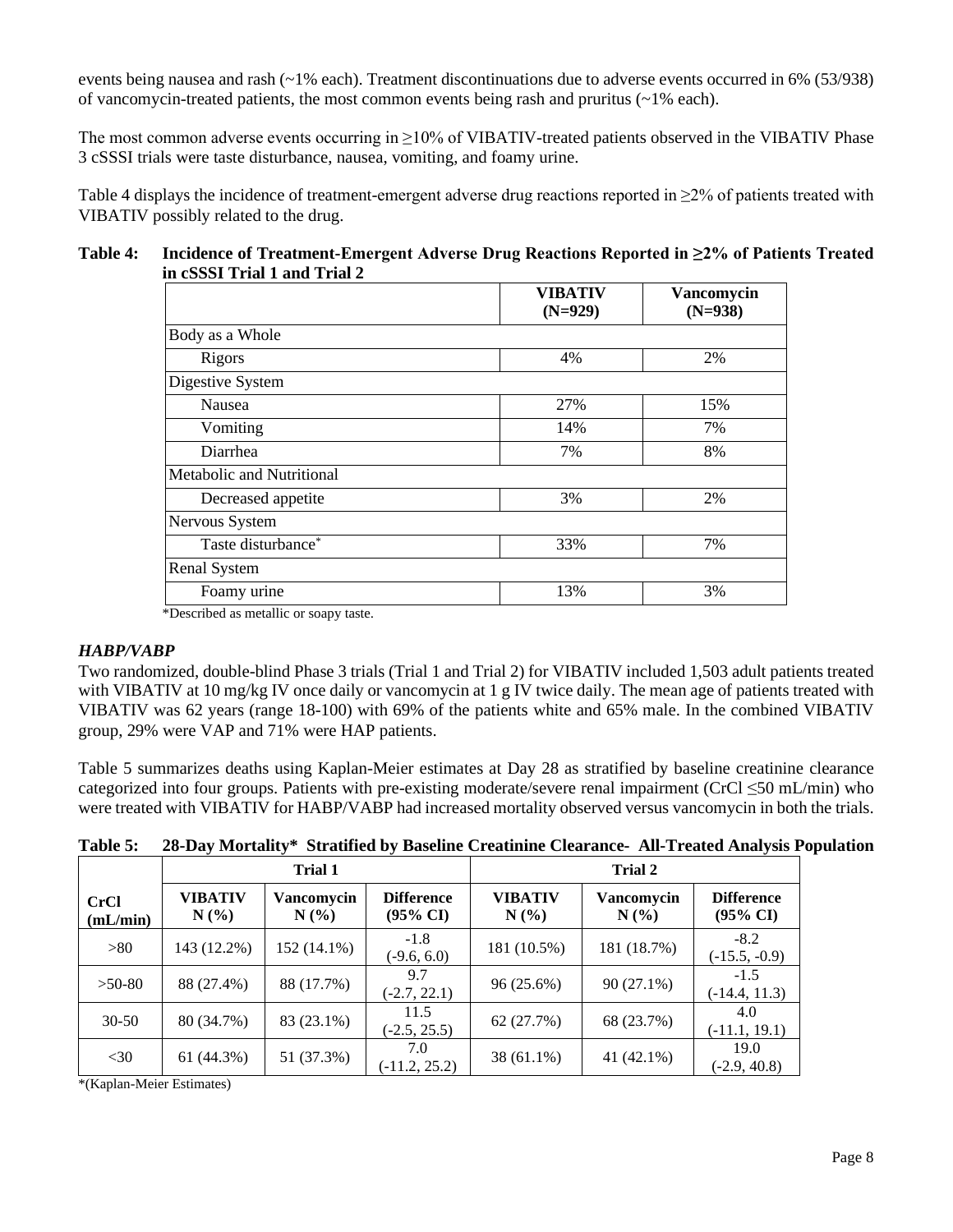events being nausea and rash (~1% each). Treatment discontinuations due to adverse events occurred in 6% (53/938) of vancomycin-treated patients, the most common events being rash and pruritus (~1% each).

The most common adverse events occurring in ≥10% of VIBATIV-treated patients observed in the VIBATIV Phase 3 cSSSI trials were taste disturbance, nausea, vomiting, and foamy urine.

Table 4 displays the incidence of treatment-emergent adverse drug reactions reported in ≥2% of patients treated with VIBATIV possibly related to the drug.

**Table 4: Incidence of Treatment-Emergent Adverse Drug Reactions Reported in ≥2% of Patients Treated in cSSSI Trial 1 and Trial 2**

| | VIBATIV (N=929) | Vancomycin (N=938) |
|---|---|---|
| Body as a Whole | | |
| Rigors | 4% | 2% |
| Digestive System | | |
| Nausea | 27% | 15% |
| Vomiting | 14% | 7% |
| Diarrhea | 7% | 8% |
| Metabolic and Nutritional | | |
| Decreased appetite | 3% | 2% |
| Nervous System | | |
| Taste disturbance* | 33% | 7% |
| Renal System | | |
| Foamy urine | 13% | 3% |

*Described as metallic or soapy taste.

### *HABP/VABP*

Two randomized, double-blind Phase 3 trials (Trial 1 and Trial 2) for VIBATIV included 1,503 adult patients treated with VIBATIV at 10 mg/kg IV once daily or vancomycin at 1 g IV twice daily. The mean age of patients treated with VIBATIV was 62 years (range 18-100) with 69% of the patients white and 65% male. In the combined VIBATIV group, 29% were VAP and 71% were HAP patients.

Table 5 summarizes deaths using Kaplan-Meier estimates at Day 28 as stratified by baseline creatinine clearance categorized into four groups. Patients with pre-existing moderate/severe renal impairment (CrCl ≤50 mL/min) who were treated with VIBATIV for HABP/VABP had increased mortality observed versus vancomycin in both the trials.

**Table 5: 28-Day Mortality* Stratified by Baseline Creatinine Clearance- All-Treated Analysis Population**

| | Trial 1 | | | Trial 2 | | |
|---|---|---|---|---|---|---|
| CrCl (mL/min) | VIBATIV N (%) | Vancomycin N (%) | Difference (95% CI) | VIBATIV N (%) | Vancomycin N (%) | Difference (95% CI) |
| >80 | 143 (12.2%) | 152 (14.1%) | -1.8 (-9.6, 6.0) | 181 (10.5%) | 181 (18.7%) | -8.2 (-15.5, -0.9) |
| >50-80 | 88 (27.4%) | 88 (17.7%) | 9.7 (-2.7, 22.1) | 96 (25.6%) | 90 (27.1%) | -1.5 (-14.4, 11.3) |
| 30-50 | 80 (34.7%) | 83 (23.1%) | 11.5 (-2.5, 25.5) | 62 (27.7%) | 68 (23.7%) | 4.0 (-11.1, 19.1) |
| <30 | 61 (44.3%) | 51 (37.3%) | 7.0 (-11.2, 25.2) | 38 (61.1%) | 41 (42.1%) | 19.0 (-2.9, 40.8) |

*(Kaplan-Meier Estimates)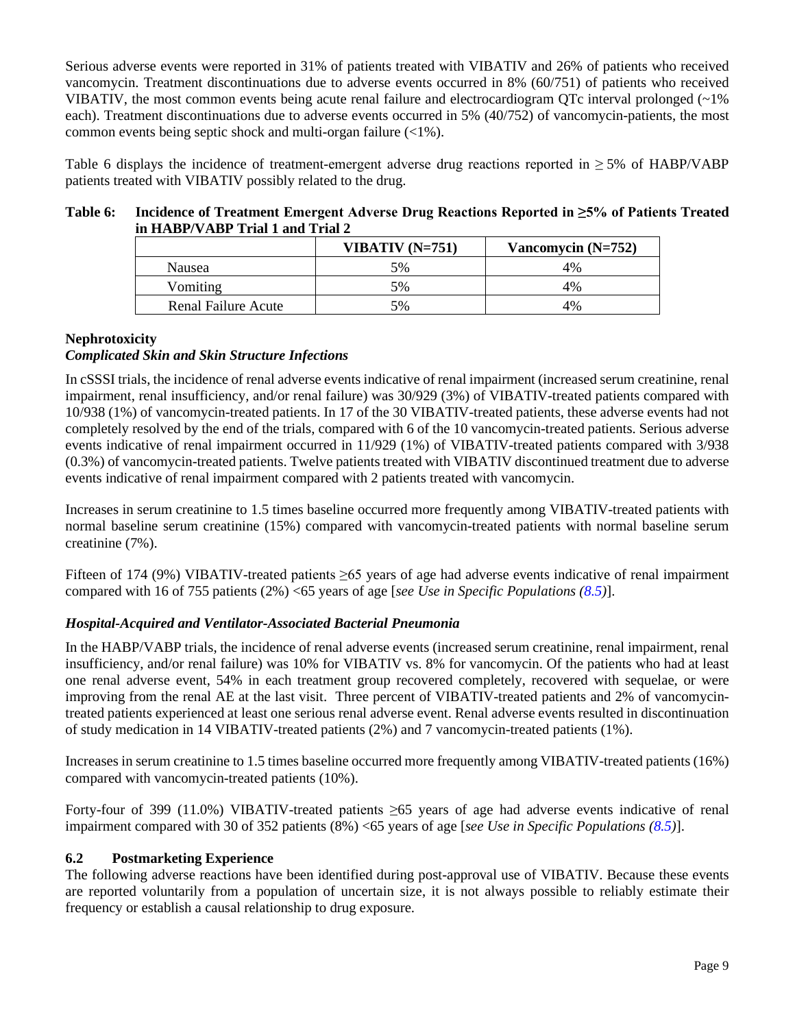Serious adverse events were reported in 31% of patients treated with VIBATIV and 26% of patients who received vancomycin. Treatment discontinuations due to adverse events occurred in 8% (60/751) of patients who received VIBATIV, the most common events being acute renal failure and electrocardiogram QTc interval prolonged (~1% each). Treatment discontinuations due to adverse events occurred in 5% (40/752) of vancomycin-patients, the most common events being septic shock and multi-organ failure (<1%).

Table 6 displays the incidence of treatment-emergent adverse drug reactions reported in ≥ 5% of HABP/VABP patients treated with VIBATIV possibly related to the drug.

**Table 6: Incidence of Treatment Emergent Adverse Drug Reactions Reported in ≥5% of Patients Treated in HABP/VABP Trial 1 and Trial 2**

| | VIBATIV (N=751) | Vancomycin (N=752) |
|---|---|---|
| Nausea | 5% | 4% |
| Vomiting | 5% | 4% |
| Renal Failure Acute | 5% | 4% |

**Nephrotoxicity**

***Complicated Skin and Skin Structure Infections***

In cSSSI trials, the incidence of renal adverse events indicative of renal impairment (increased serum creatinine, renal impairment, renal insufficiency, and/or renal failure) was 30/929 (3%) of VIBATIV-treated patients compared with 10/938 (1%) of vancomycin-treated patients. In 17 of the 30 VIBATIV-treated patients, these adverse events had not completely resolved by the end of the trials, compared with 6 of the 10 vancomycin-treated patients. Serious adverse events indicative of renal impairment occurred in 11/929 (1%) of VIBATIV-treated patients compared with 3/938 (0.3%) of vancomycin-treated patients. Twelve patients treated with VIBATIV discontinued treatment due to adverse events indicative of renal impairment compared with 2 patients treated with vancomycin.

Increases in serum creatinine to 1.5 times baseline occurred more frequently among VIBATIV-treated patients with normal baseline serum creatinine (15%) compared with vancomycin-treated patients with normal baseline serum creatinine (7%).

Fifteen of 174 (9%) VIBATIV-treated patients ≥65 years of age had adverse events indicative of renal impairment compared with 16 of 755 patients (2%) <65 years of age [*see Use in Specific Populations (8.5)*].

***Hospital-Acquired and Ventilator-Associated Bacterial Pneumonia***

In the HABP/VABP trials, the incidence of renal adverse events (increased serum creatinine, renal impairment, renal insufficiency, and/or renal failure) was 10% for VIBATIV vs. 8% for vancomycin. Of the patients who had at least one renal adverse event, 54% in each treatment group recovered completely, recovered with sequelae, or were improving from the renal AE at the last visit. Three percent of VIBATIV-treated patients and 2% of vancomycin-treated patients experienced at least one serious renal adverse event. Renal adverse events resulted in discontinuation of study medication in 14 VIBATIV-treated patients (2%) and 7 vancomycin-treated patients (1%).

Increases in serum creatinine to 1.5 times baseline occurred more frequently among VIBATIV-treated patients (16%) compared with vancomycin-treated patients (10%).

Forty-four of 399 (11.0%) VIBATIV-treated patients ≥65 years of age had adverse events indicative of renal impairment compared with 30 of 352 patients (8%) <65 years of age [*see Use in Specific Populations (8.5)*].

### 6.2 Postmarketing Experience

The following adverse reactions have been identified during post-approval use of VIBATIV. Because these events are reported voluntarily from a population of uncertain size, it is not always possible to reliably estimate their frequency or establish a causal relationship to drug exposure.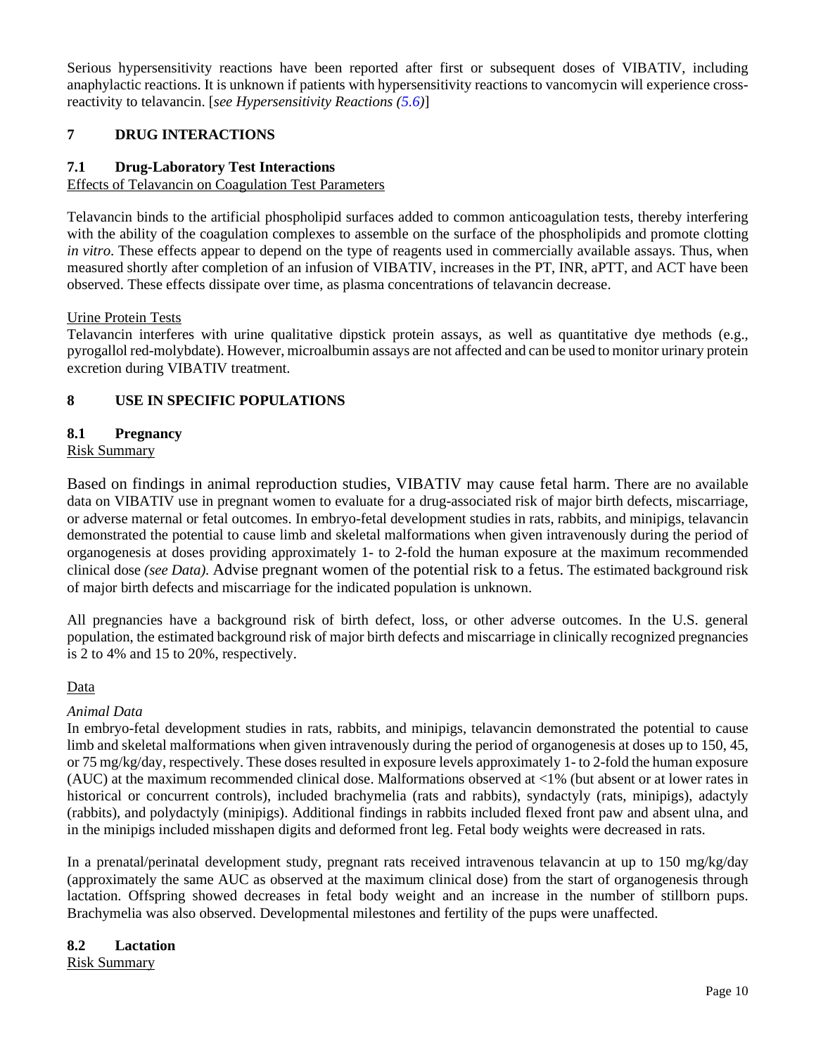Serious hypersensitivity reactions have been reported after first or subsequent doses of VIBATIV, including anaphylactic reactions. It is unknown if patients with hypersensitivity reactions to vancomycin will experience cross-reactivity to telavancin. [*see Hypersensitivity Reactions (5.6)*]

# 7 DRUG INTERACTIONS

## 7.1 Drug-Laboratory Test Interactions

Effects of Telavancin on Coagulation Test Parameters

Telavancin binds to the artificial phospholipid surfaces added to common anticoagulation tests, thereby interfering with the ability of the coagulation complexes to assemble on the surface of the phospholipids and promote clotting *in vitro.* These effects appear to depend on the type of reagents used in commercially available assays. Thus, when measured shortly after completion of an infusion of VIBATIV, increases in the PT, INR, aPTT, and ACT have been observed. These effects dissipate over time, as plasma concentrations of telavancin decrease.

Urine Protein Tests

Telavancin interferes with urine qualitative dipstick protein assays, as well as quantitative dye methods (e.g., pyrogallol red-molybdate). However, microalbumin assays are not affected and can be used to monitor urinary protein excretion during VIBATIV treatment.

# 8 USE IN SPECIFIC POPULATIONS

## 8.1 Pregnancy

Risk Summary

Based on findings in animal reproduction studies, VIBATIV may cause fetal harm. There are no available data on VIBATIV use in pregnant women to evaluate for a drug-associated risk of major birth defects, miscarriage, or adverse maternal or fetal outcomes. In embryo-fetal development studies in rats, rabbits, and minipigs, telavancin demonstrated the potential to cause limb and skeletal malformations when given intravenously during the period of organogenesis at doses providing approximately 1- to 2-fold the human exposure at the maximum recommended clinical dose *(see Data).* Advise pregnant women of the potential risk to a fetus. The estimated background risk of major birth defects and miscarriage for the indicated population is unknown.

All pregnancies have a background risk of birth defect, loss, or other adverse outcomes. In the U.S. general population, the estimated background risk of major birth defects and miscarriage in clinically recognized pregnancies is 2 to 4% and 15 to 20%, respectively.

Data

*Animal Data*

In embryo-fetal development studies in rats, rabbits, and minipigs, telavancin demonstrated the potential to cause limb and skeletal malformations when given intravenously during the period of organogenesis at doses up to 150, 45, or 75 mg/kg/day, respectively. These doses resulted in exposure levels approximately 1- to 2-fold the human exposure (AUC) at the maximum recommended clinical dose. Malformations observed at <1% (but absent or at lower rates in historical or concurrent controls), included brachymelia (rats and rabbits), syndactyly (rats, minipigs), adactyly (rabbits), and polydactyly (minipigs). Additional findings in rabbits included flexed front paw and absent ulna, and in the minipigs included misshapen digits and deformed front leg. Fetal body weights were decreased in rats.

In a prenatal/perinatal development study, pregnant rats received intravenous telavancin at up to 150 mg/kg/day (approximately the same AUC as observed at the maximum clinical dose) from the start of organogenesis through lactation. Offspring showed decreases in fetal body weight and an increase in the number of stillborn pups. Brachymelia was also observed. Developmental milestones and fertility of the pups were unaffected.

## 8.2 Lactation

Risk Summary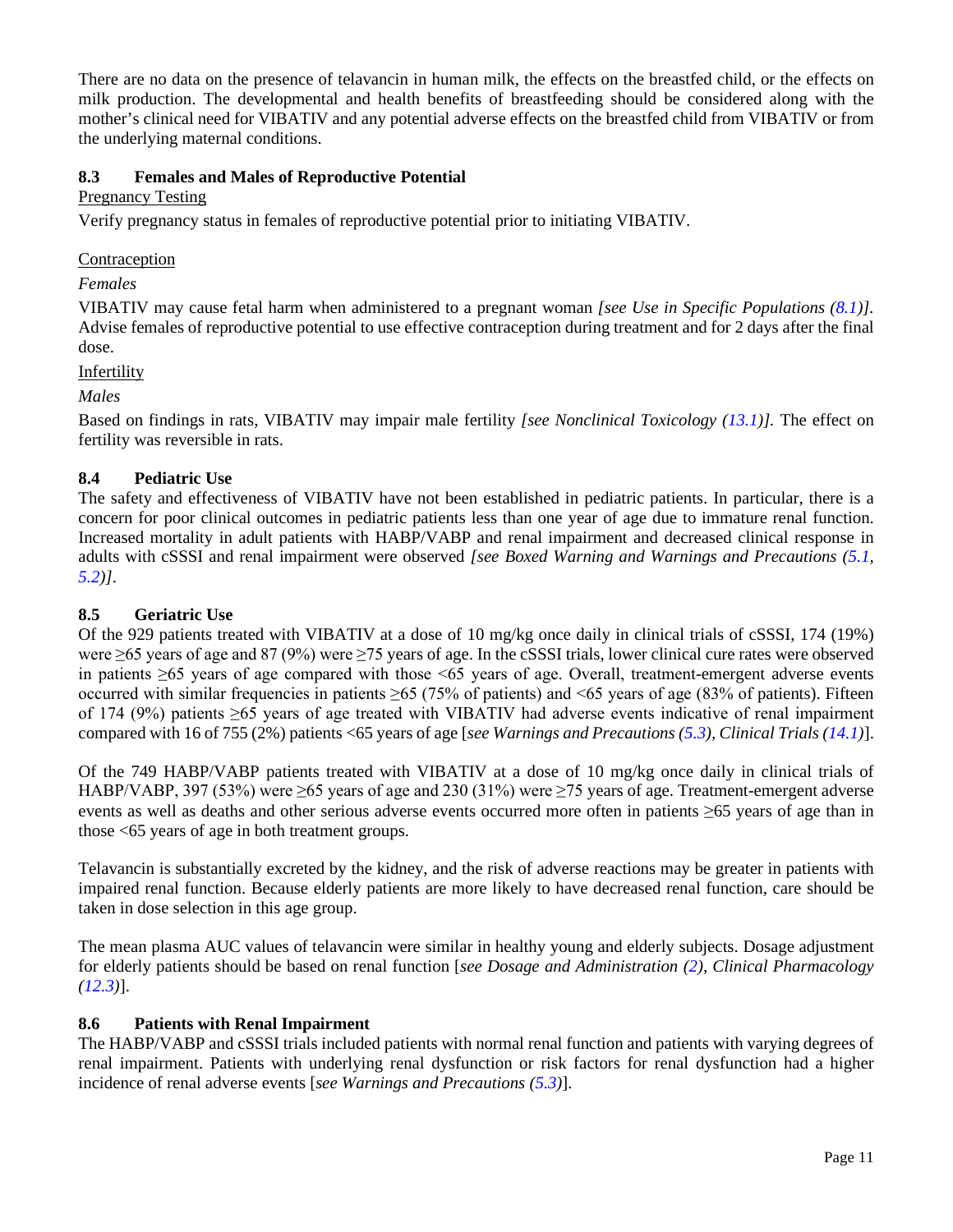There are no data on the presence of telavancin in human milk, the effects on the breastfed child, or the effects on milk production. The developmental and health benefits of breastfeeding should be considered along with the mother's clinical need for VIBATIV and any potential adverse effects on the breastfed child from VIBATIV or from the underlying maternal conditions.

### 8.3 Females and Males of Reproductive Potential

Pregnancy Testing

Verify pregnancy status in females of reproductive potential prior to initiating VIBATIV.

Contraception

*Females*

VIBATIV may cause fetal harm when administered to a pregnant woman *[see Use in Specific Populations (8.1)]*. Advise females of reproductive potential to use effective contraception during treatment and for 2 days after the final dose.

Infertility

*Males*

Based on findings in rats, VIBATIV may impair male fertility *[see Nonclinical Toxicology (13.1)]*. The effect on fertility was reversible in rats.

### 8.4 Pediatric Use

The safety and effectiveness of VIBATIV have not been established in pediatric patients. In particular, there is a concern for poor clinical outcomes in pediatric patients less than one year of age due to immature renal function. Increased mortality in adult patients with HABP/VABP and renal impairment and decreased clinical response in adults with cSSSI and renal impairment were observed *[see Boxed Warning and Warnings and Precautions (5.1, 5.2)]*.

### 8.5 Geriatric Use

Of the 929 patients treated with VIBATIV at a dose of 10 mg/kg once daily in clinical trials of cSSSI, 174 (19%) were ≥65 years of age and 87 (9%) were ≥75 years of age. In the cSSSI trials, lower clinical cure rates were observed in patients ≥65 years of age compared with those <65 years of age. Overall, treatment-emergent adverse events occurred with similar frequencies in patients ≥65 (75% of patients) and <65 years of age (83% of patients). Fifteen of 174 (9%) patients ≥65 years of age treated with VIBATIV had adverse events indicative of renal impairment compared with 16 of 755 (2%) patients <65 years of age [*see Warnings and Precautions (5.3), Clinical Trials (14.1)*].

Of the 749 HABP/VABP patients treated with VIBATIV at a dose of 10 mg/kg once daily in clinical trials of HABP/VABP, 397 (53%) were ≥65 years of age and 230 (31%) were ≥75 years of age. Treatment-emergent adverse events as well as deaths and other serious adverse events occurred more often in patients ≥65 years of age than in those <65 years of age in both treatment groups.

Telavancin is substantially excreted by the kidney, and the risk of adverse reactions may be greater in patients with impaired renal function. Because elderly patients are more likely to have decreased renal function, care should be taken in dose selection in this age group.

The mean plasma AUC values of telavancin were similar in healthy young and elderly subjects. Dosage adjustment for elderly patients should be based on renal function [*see Dosage and Administration (2), Clinical Pharmacology (12.3)*].

### 8.6 Patients with Renal Impairment

The HABP/VABP and cSSSI trials included patients with normal renal function and patients with varying degrees of renal impairment. Patients with underlying renal dysfunction or risk factors for renal dysfunction had a higher incidence of renal adverse events [*see Warnings and Precautions (5.3)*].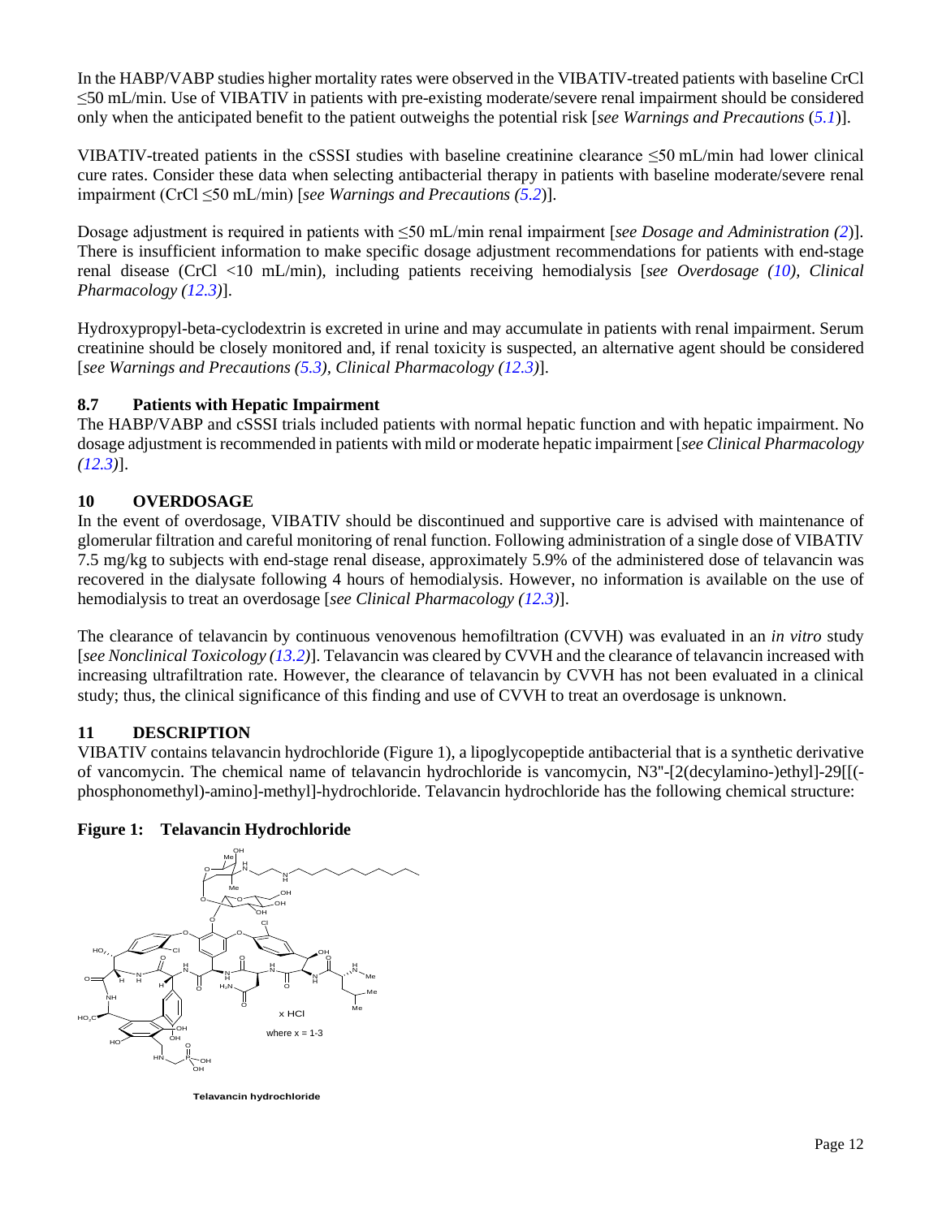In the HABP/VABP studies higher mortality rates were observed in the VIBATIV-treated patients with baseline CrCl ≤50 mL/min. Use of VIBATIV in patients with pre-existing moderate/severe renal impairment should be considered only when the anticipated benefit to the patient outweighs the potential risk [*see Warnings and Precautions* (*5.1*)].

VIBATIV-treated patients in the cSSSI studies with baseline creatinine clearance ≤50 mL/min had lower clinical cure rates. Consider these data when selecting antibacterial therapy in patients with baseline moderate/severe renal impairment (CrCl ≤50 mL/min) [*see Warnings and Precautions (5.2)*].

Dosage adjustment is required in patients with ≤50 mL/min renal impairment [*see Dosage and Administration (2)*]. There is insufficient information to make specific dosage adjustment recommendations for patients with end-stage renal disease (CrCl <10 mL/min), including patients receiving hemodialysis [*see Overdosage (10), Clinical Pharmacology (12.3)*].

Hydroxypropyl-beta-cyclodextrin is excreted in urine and may accumulate in patients with renal impairment. Serum creatinine should be closely monitored and, if renal toxicity is suspected, an alternative agent should be considered [*see Warnings and Precautions (5.3), Clinical Pharmacology (12.3)*].

### 8.7 Patients with Hepatic Impairment

The HABP/VABP and cSSSI trials included patients with normal hepatic function and with hepatic impairment. No dosage adjustment is recommended in patients with mild or moderate hepatic impairment [*see Clinical Pharmacology (12.3)*].

## 10 OVERDOSAGE

In the event of overdosage, VIBATIV should be discontinued and supportive care is advised with maintenance of glomerular filtration and careful monitoring of renal function. Following administration of a single dose of VIBATIV 7.5 mg/kg to subjects with end-stage renal disease, approximately 5.9% of the administered dose of telavancin was recovered in the dialysate following 4 hours of hemodialysis. However, no information is available on the use of hemodialysis to treat an overdosage [*see Clinical Pharmacology (12.3)*].

The clearance of telavancin by continuous venovenous hemofiltration (CVVH) was evaluated in an *in vitro* study [*see Nonclinical Toxicology (13.2)*]. Telavancin was cleared by CVVH and the clearance of telavancin increased with increasing ultrafiltration rate. However, the clearance of telavancin by CVVH has not been evaluated in a clinical study; thus, the clinical significance of this finding and use of CVVH to treat an overdosage is unknown.

## 11 DESCRIPTION

VIBATIV contains telavancin hydrochloride (Figure 1), a lipoglycopeptide antibacterial that is a synthetic derivative of vancomycin. The chemical name of telavancin hydrochloride is vancomycin, N3"-[2(decylamino-)ethyl]-29[[(-phosphonomethyl)-amino]-methyl]-hydrochloride. Telavancin hydrochloride has the following chemical structure:

**Figure 1: Telavancin Hydrochloride**

x HCl

where x = 1-3

Telavancin hydrochloride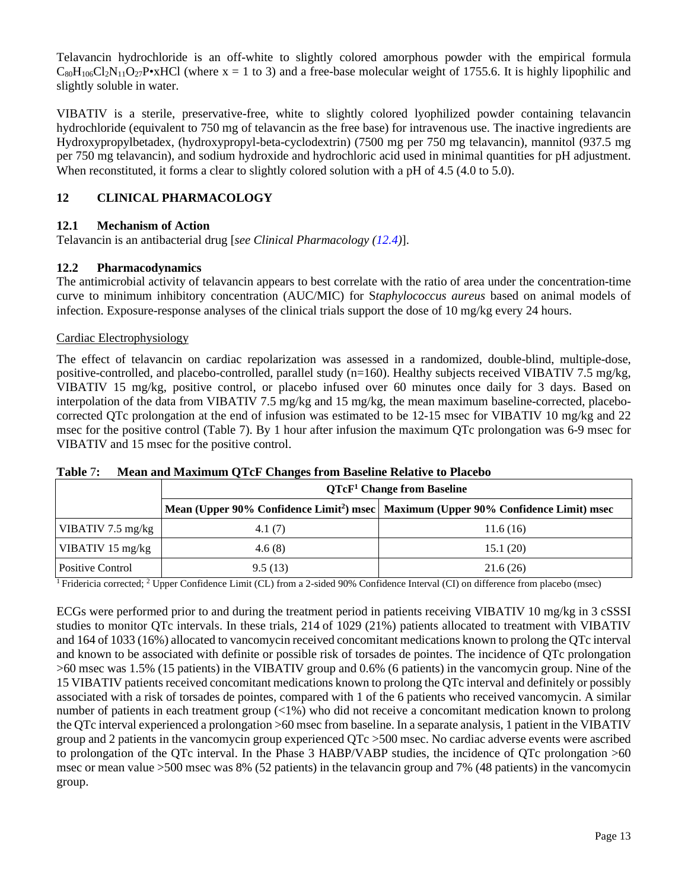Telavancin hydrochloride is an off-white to slightly colored amorphous powder with the empirical formula $C_{80}H_{106}Cl_2N_{11}O_{27}P$•xHCl (where x = 1 to 3) and a free-base molecular weight of 1755.6. It is highly lipophilic and slightly soluble in water.

VIBATIV is a sterile, preservative-free, white to slightly colored lyophilized powder containing telavancin hydrochloride (equivalent to 750 mg of telavancin as the free base) for intravenous use. The inactive ingredients are Hydroxypropylbetadex, (hydroxypropyl-beta-cyclodextrin) (7500 mg per 750 mg telavancin), mannitol (937.5 mg per 750 mg telavancin), and sodium hydroxide and hydrochloric acid used in minimal quantities for pH adjustment. When reconstituted, it forms a clear to slightly colored solution with a pH of 4.5 (4.0 to 5.0).

## 12 CLINICAL PHARMACOLOGY

### 12.1 Mechanism of Action

Telavancin is an antibacterial drug [*see Clinical Pharmacology (12.4)*].

### 12.2 Pharmacodynamics

The antimicrobial activity of telavancin appears to best correlate with the ratio of area under the concentration-time curve to minimum inhibitory concentration (AUC/MIC) for S*taphylococcus aureus* based on animal models of infection. Exposure-response analyses of the clinical trials support the dose of 10 mg/kg every 24 hours.

Cardiac Electrophysiology

The effect of telavancin on cardiac repolarization was assessed in a randomized, double-blind, multiple-dose, positive-controlled, and placebo-controlled, parallel study (n=160). Healthy subjects received VIBATIV 7.5 mg/kg, VIBATIV 15 mg/kg, positive control, or placebo infused over 60 minutes once daily for 3 days. Based on interpolation of the data from VIBATIV 7.5 mg/kg and 15 mg/kg, the mean maximum baseline-corrected, placebo-corrected QTc prolongation at the end of infusion was estimated to be 12-15 msec for VIBATIV 10 mg/kg and 22 msec for the positive control (Table 7). By 1 hour after infusion the maximum QTc prolongation was 6-9 msec for VIBATIV and 15 msec for the positive control.

**Table 7: Mean and Maximum QTcF Changes from Baseline Relative to Placebo**

| | QTcF[1] Change from Baseline | |
|---|---|---|
| | Mean (Upper 90% Confidence Limit[2]) msec | Maximum (Upper 90% Confidence Limit) msec |
| VIBATIV 7.5 mg/kg | 4.1 (7) | 11.6 (16) |
| VIBATIV 15 mg/kg | 4.6 (8) | 15.1 (20) |
| Positive Control | 9.5 (13) | 21.6 (26) |

[1] Fridericia corrected; [2] Upper Confidence Limit (CL) from a 2-sided 90% Confidence Interval (CI) on difference from placebo (msec)

ECGs were performed prior to and during the treatment period in patients receiving VIBATIV 10 mg/kg in 3 cSSSI studies to monitor QTc intervals. In these trials, 214 of 1029 (21%) patients allocated to treatment with VIBATIV and 164 of 1033 (16%) allocated to vancomycin received concomitant medications known to prolong the QTc interval and known to be associated with definite or possible risk of torsades de pointes. The incidence of QTc prolongation >60 msec was 1.5% (15 patients) in the VIBATIV group and 0.6% (6 patients) in the vancomycin group. Nine of the 15 VIBATIV patients received concomitant medications known to prolong the QTc interval and definitely or possibly associated with a risk of torsades de pointes, compared with 1 of the 6 patients who received vancomycin. A similar number of patients in each treatment group (<1%) who did not receive a concomitant medication known to prolong the QTc interval experienced a prolongation >60 msec from baseline. In a separate analysis, 1 patient in the VIBATIV group and 2 patients in the vancomycin group experienced QTc >500 msec. No cardiac adverse events were ascribed to prolongation of the QTc interval. In the Phase 3 HABP/VABP studies, the incidence of QTc prolongation >60 msec or mean value >500 msec was 8% (52 patients) in the telavancin group and 7% (48 patients) in the vancomycin group.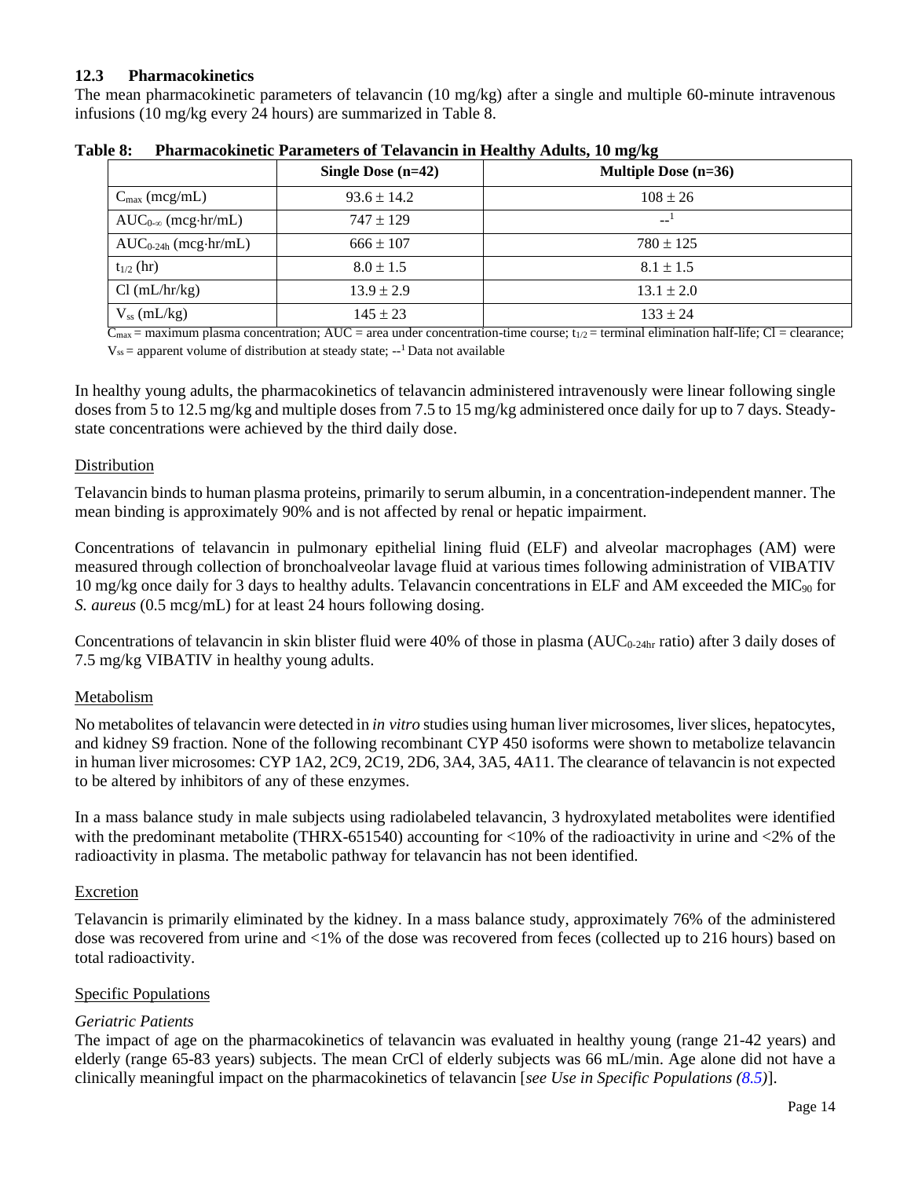### 12.3 Pharmacokinetics

The mean pharmacokinetic parameters of telavancin (10 mg/kg) after a single and multiple 60-minute intravenous infusions (10 mg/kg every 24 hours) are summarized in Table 8.

**Table 8: Pharmacokinetic Parameters of Telavancin in Healthy Adults, 10 mg/kg**

| | Single Dose (n=42) | Multiple Dose (n=36) |
|---|---|---|
| $C_{max}$ (mcg/mL) | 93.6 ± 14.2 | 108 ± 26 |
| $AUC_{0-\infty}$ (mcg·hr/mL) | 747 ± 129 | --[1] |
| $AUC_{0-24h}$ (mcg·hr/mL) | 666 ± 107 | 780 ± 125 |
| $t_{1/2}$ (hr) | 8.0 ± 1.5 | 8.1 ± 1.5 |
| Cl (mL/hr/kg) | 13.9 ± 2.9 | 13.1 ± 2.0 |
| $V_{ss}$ (mL/kg) | 145 ± 23 | 133 ± 24 |

$C_{max}$ = maximum plasma concentration; AUC = area under concentration-time course; $t_{1/2}$ = terminal elimination half-life; Cl = clearance; $V_{ss}$ = apparent volume of distribution at steady state; --[1] Data not available

In healthy young adults, the pharmacokinetics of telavancin administered intravenously were linear following single doses from 5 to 12.5 mg/kg and multiple doses from 7.5 to 15 mg/kg administered once daily for up to 7 days. Steady-state concentrations were achieved by the third daily dose.

Distribution

Telavancin binds to human plasma proteins, primarily to serum albumin, in a concentration-independent manner. The mean binding is approximately 90% and is not affected by renal or hepatic impairment.

Concentrations of telavancin in pulmonary epithelial lining fluid (ELF) and alveolar macrophages (AM) were measured through collection of bronchoalveolar lavage fluid at various times following administration of VIBATIV 10 mg/kg once daily for 3 days to healthy adults. Telavancin concentrations in ELF and AM exceeded the $MIC_{90}$ for *S. aureus* (0.5 mcg/mL) for at least 24 hours following dosing.

Concentrations of telavancin in skin blister fluid were 40% of those in plasma ($AUC_{0-24hr}$ ratio) after 3 daily doses of 7.5 mg/kg VIBATIV in healthy young adults.

Metabolism

No metabolites of telavancin were detected in *in vitro* studies using human liver microsomes, liver slices, hepatocytes, and kidney S9 fraction. None of the following recombinant CYP 450 isoforms were shown to metabolize telavancin in human liver microsomes: CYP 1A2, 2C9, 2C19, 2D6, 3A4, 3A5, 4A11. The clearance of telavancin is not expected to be altered by inhibitors of any of these enzymes.

In a mass balance study in male subjects using radiolabeled telavancin, 3 hydroxylated metabolites were identified with the predominant metabolite (THRX-651540) accounting for <10% of the radioactivity in urine and <2% of the radioactivity in plasma. The metabolic pathway for telavancin has not been identified.

Excretion

Telavancin is primarily eliminated by the kidney. In a mass balance study, approximately 76% of the administered dose was recovered from urine and <1% of the dose was recovered from feces (collected up to 216 hours) based on total radioactivity.

Specific Populations

*Geriatric Patients*

The impact of age on the pharmacokinetics of telavancin was evaluated in healthy young (range 21-42 years) and elderly (range 65-83 years) subjects. The mean CrCl of elderly subjects was 66 mL/min. Age alone did not have a clinically meaningful impact on the pharmacokinetics of telavancin [*see Use in Specific Populations (8.5)*].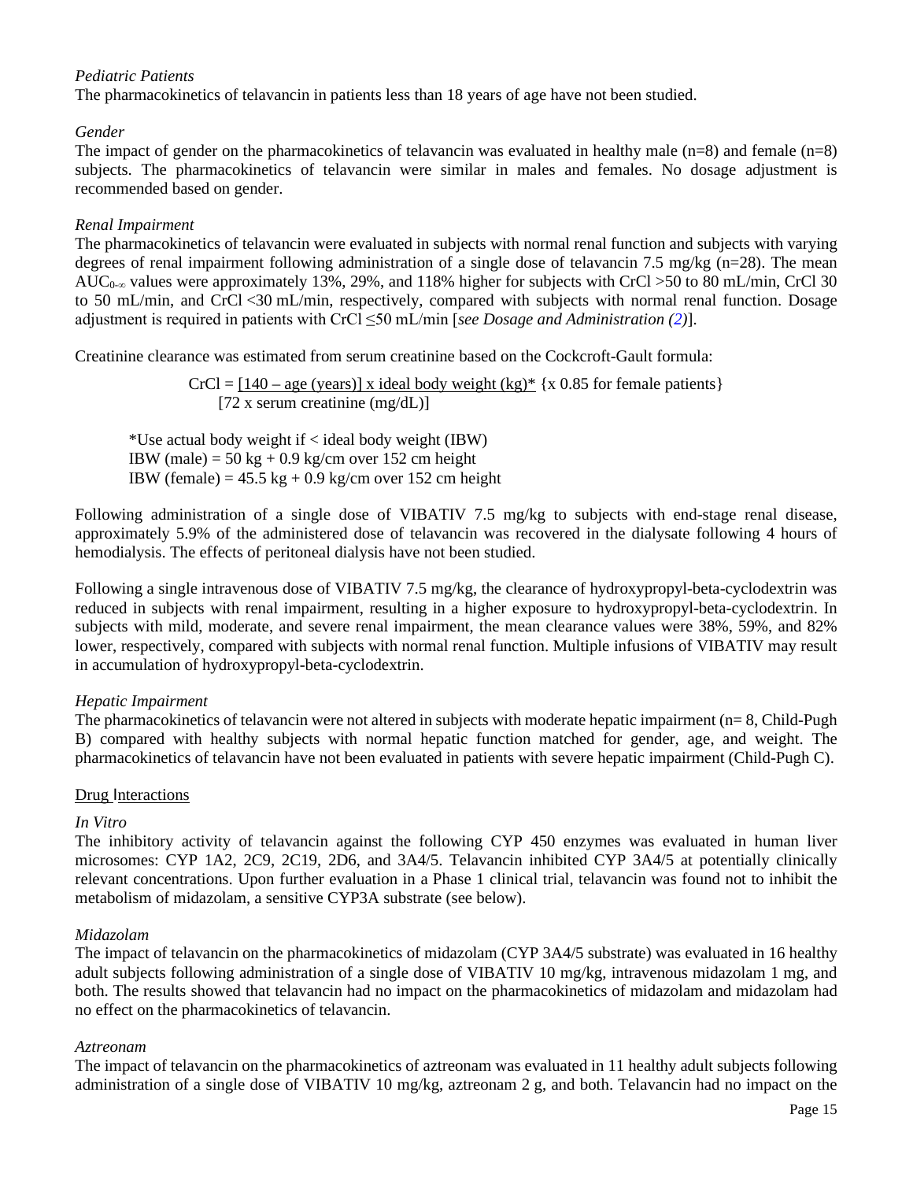*Pediatric Patients*

The pharmacokinetics of telavancin in patients less than 18 years of age have not been studied.

*Gender*

The impact of gender on the pharmacokinetics of telavancin was evaluated in healthy male (n=8) and female (n=8) subjects. The pharmacokinetics of telavancin were similar in males and females. No dosage adjustment is recommended based on gender.

*Renal Impairment*

The pharmacokinetics of telavancin were evaluated in subjects with normal renal function and subjects with varying degrees of renal impairment following administration of a single dose of telavancin 7.5 mg/kg (n=28). The mean $AUC_{0-\infty}$ values were approximately 13%, 29%, and 118% higher for subjects with CrCl >50 to 80 mL/min, CrCl 30 to 50 mL/min, and CrCl <30 mL/min, respectively, compared with subjects with normal renal function. Dosage adjustment is required in patients with CrCl ≤50 mL/min [*see Dosage and Administration (2)*].

Creatinine clearance was estimated from serum creatinine based on the Cockcroft-Gault formula:

$$\text{CrCl} = \frac{[140 - \text{age (years)}] \times \text{ideal body weight (kg)}^*}{[72 \times \text{serum creatinine (mg/dL)}]} \{\times\ 0.85 \text{ for female patients}\}$$

*Use actual body weight if < ideal body weight (IBW)
IBW (male) = 50 kg + 0.9 kg/cm over 152 cm height
IBW (female) = 45.5 kg + 0.9 kg/cm over 152 cm height

Following administration of a single dose of VIBATIV 7.5 mg/kg to subjects with end-stage renal disease, approximately 5.9% of the administered dose of telavancin was recovered in the dialysate following 4 hours of hemodialysis. The effects of peritoneal dialysis have not been studied.

Following a single intravenous dose of VIBATIV 7.5 mg/kg, the clearance of hydroxypropyl-beta-cyclodextrin was reduced in subjects with renal impairment, resulting in a higher exposure to hydroxypropyl-beta-cyclodextrin. In subjects with mild, moderate, and severe renal impairment, the mean clearance values were 38%, 59%, and 82% lower, respectively, compared with subjects with normal renal function. Multiple infusions of VIBATIV may result in accumulation of hydroxypropyl-beta-cyclodextrin.

*Hepatic Impairment*

The pharmacokinetics of telavancin were not altered in subjects with moderate hepatic impairment (n= 8, Child-Pugh B) compared with healthy subjects with normal hepatic function matched for gender, age, and weight. The pharmacokinetics of telavancin have not been evaluated in patients with severe hepatic impairment (Child-Pugh C).

Drug Interactions

*In Vitro*

The inhibitory activity of telavancin against the following CYP 450 enzymes was evaluated in human liver microsomes: CYP 1A2, 2C9, 2C19, 2D6, and 3A4/5. Telavancin inhibited CYP 3A4/5 at potentially clinically relevant concentrations. Upon further evaluation in a Phase 1 clinical trial, telavancin was found not to inhibit the metabolism of midazolam, a sensitive CYP3A substrate (see below).

*Midazolam*

The impact of telavancin on the pharmacokinetics of midazolam (CYP 3A4/5 substrate) was evaluated in 16 healthy adult subjects following administration of a single dose of VIBATIV 10 mg/kg, intravenous midazolam 1 mg, and both. The results showed that telavancin had no impact on the pharmacokinetics of midazolam and midazolam had no effect on the pharmacokinetics of telavancin.

*Aztreonam*

The impact of telavancin on the pharmacokinetics of aztreonam was evaluated in 11 healthy adult subjects following administration of a single dose of VIBATIV 10 mg/kg, aztreonam 2 g, and both. Telavancin had no impact on the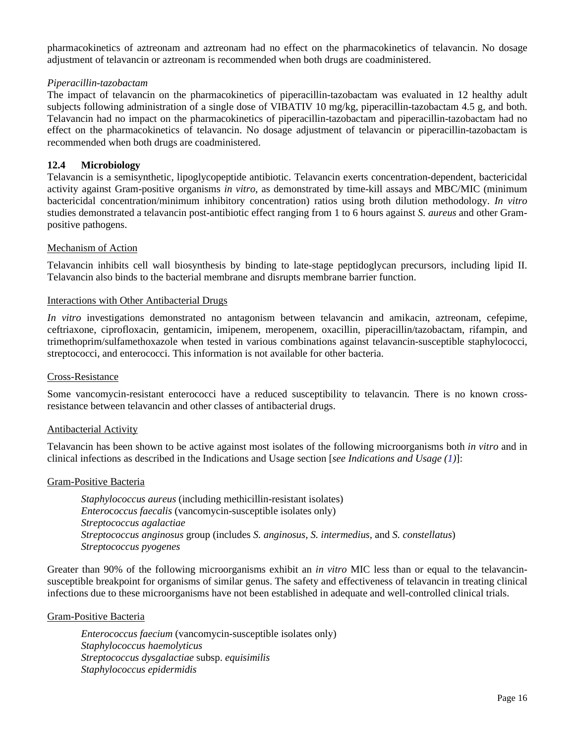pharmacokinetics of aztreonam and aztreonam had no effect on the pharmacokinetics of telavancin. No dosage adjustment of telavancin or aztreonam is recommended when both drugs are coadministered.

*Piperacillin-tazobactam*

The impact of telavancin on the pharmacokinetics of piperacillin-tazobactam was evaluated in 12 healthy adult subjects following administration of a single dose of VIBATIV 10 mg/kg, piperacillin-tazobactam 4.5 g, and both. Telavancin had no impact on the pharmacokinetics of piperacillin-tazobactam and piperacillin-tazobactam had no effect on the pharmacokinetics of telavancin. No dosage adjustment of telavancin or piperacillin-tazobactam is recommended when both drugs are coadministered.

### 12.4 Microbiology

Telavancin is a semisynthetic, lipoglycopeptide antibiotic. Telavancin exerts concentration-dependent, bactericidal activity against Gram-positive organisms *in vitro,* as demonstrated by time-kill assays and MBC/MIC (minimum bactericidal concentration/minimum inhibitory concentration) ratios using broth dilution methodology. *In vitro* studies demonstrated a telavancin post-antibiotic effect ranging from 1 to 6 hours against *S. aureus* and other Gram-positive pathogens.

Mechanism of Action

Telavancin inhibits cell wall biosynthesis by binding to late-stage peptidoglycan precursors, including lipid II. Telavancin also binds to the bacterial membrane and disrupts membrane barrier function.

Interactions with Other Antibacterial Drugs

*In vitro* investigations demonstrated no antagonism between telavancin and amikacin, aztreonam, cefepime, ceftriaxone, ciprofloxacin, gentamicin, imipenem, meropenem, oxacillin, piperacillin/tazobactam, rifampin, and trimethoprim/sulfamethoxazole when tested in various combinations against telavancin-susceptible staphylococci, streptococci, and enterococci. This information is not available for other bacteria.

Cross-Resistance

Some vancomycin-resistant enterococci have a reduced susceptibility to telavancin. There is no known cross-resistance between telavancin and other classes of antibacterial drugs.

Antibacterial Activity

Telavancin has been shown to be active against most isolates of the following microorganisms both *in vitro* and in clinical infections as described in the Indications and Usage section [*see Indications and Usage (1)*]:

Gram-Positive Bacteria

*Staphylococcus aureus* (including methicillin-resistant isolates)
*Enterococcus faecalis* (vancomycin-susceptible isolates only)
*Streptococcus agalactiae*
*Streptococcus anginosus* group (includes *S. anginosus, S. intermedius,* and *S. constellatus*)
*Streptococcus pyogenes*

Greater than 90% of the following microorganisms exhibit an *in vitro* MIC less than or equal to the telavancin-susceptible breakpoint for organisms of similar genus. The safety and effectiveness of telavancin in treating clinical infections due to these microorganisms have not been established in adequate and well-controlled clinical trials.

Gram-Positive Bacteria

*Enterococcus faecium* (vancomycin-susceptible isolates only)
*Staphylococcus haemolyticus*
*Streptococcus dysgalactiae* subsp. *equisimilis*
*Staphylococcus epidermidis*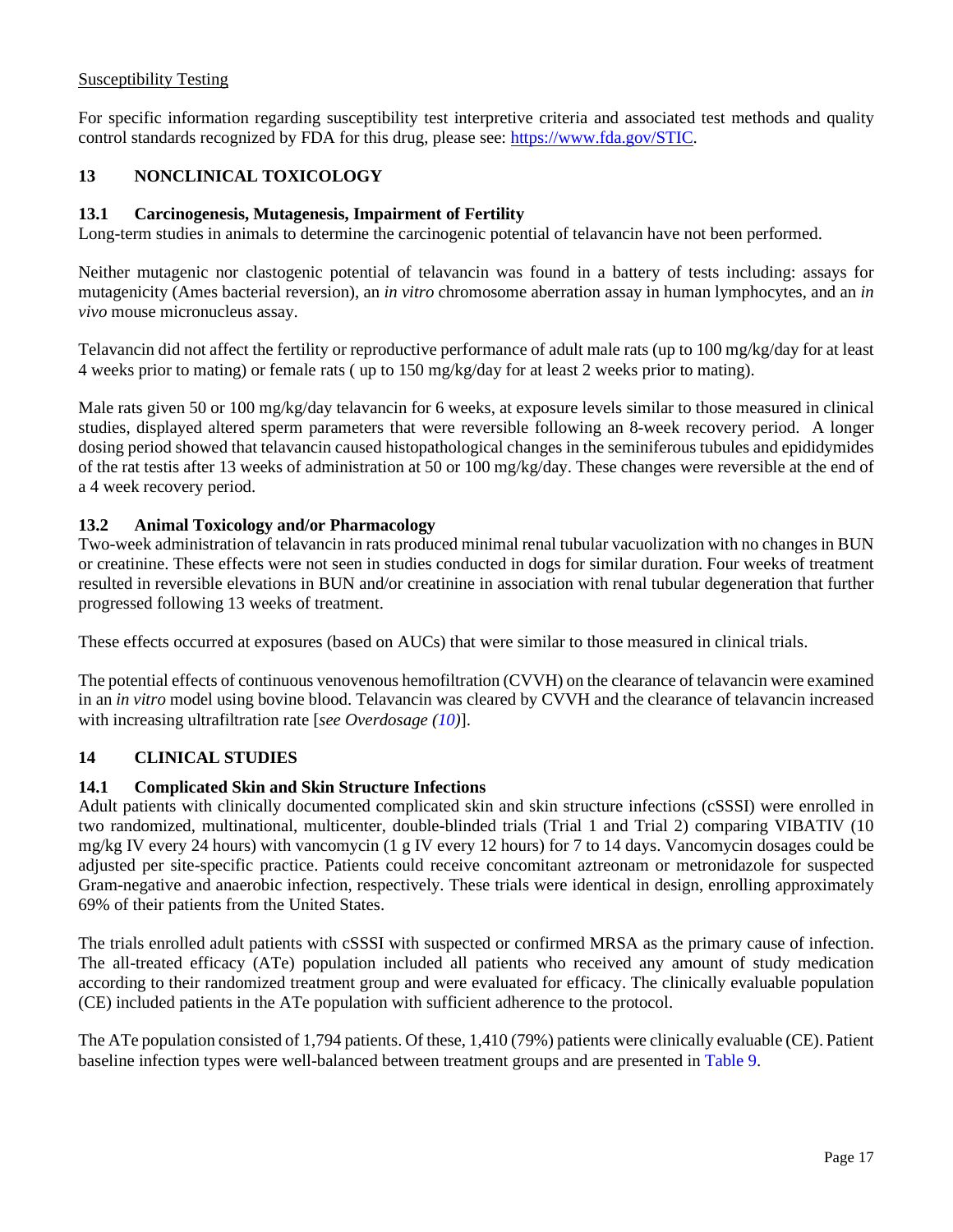Susceptibility Testing

For specific information regarding susceptibility test interpretive criteria and associated test methods and quality control standards recognized by FDA for this drug, please see: https://www.fda.gov/STIC.

## 13 NONCLINICAL TOXICOLOGY

### 13.1 Carcinogenesis, Mutagenesis, Impairment of Fertility

Long-term studies in animals to determine the carcinogenic potential of telavancin have not been performed.

Neither mutagenic nor clastogenic potential of telavancin was found in a battery of tests including: assays for mutagenicity (Ames bacterial reversion), an *in vitro* chromosome aberration assay in human lymphocytes, and an *in vivo* mouse micronucleus assay.

Telavancin did not affect the fertility or reproductive performance of adult male rats (up to 100 mg/kg/day for at least 4 weeks prior to mating) or female rats ( up to 150 mg/kg/day for at least 2 weeks prior to mating).

Male rats given 50 or 100 mg/kg/day telavancin for 6 weeks, at exposure levels similar to those measured in clinical studies, displayed altered sperm parameters that were reversible following an 8-week recovery period. A longer dosing period showed that telavancin caused histopathological changes in the seminiferous tubules and epididymides of the rat testis after 13 weeks of administration at 50 or 100 mg/kg/day. These changes were reversible at the end of a 4 week recovery period.

### 13.2 Animal Toxicology and/or Pharmacology

Two-week administration of telavancin in rats produced minimal renal tubular vacuolization with no changes in BUN or creatinine. These effects were not seen in studies conducted in dogs for similar duration. Four weeks of treatment resulted in reversible elevations in BUN and/or creatinine in association with renal tubular degeneration that further progressed following 13 weeks of treatment.

These effects occurred at exposures (based on AUCs) that were similar to those measured in clinical trials.

The potential effects of continuous venovenous hemofiltration (CVVH) on the clearance of telavancin were examined in an *in vitro* model using bovine blood. Telavancin was cleared by CVVH and the clearance of telavancin increased with increasing ultrafiltration rate [*see Overdosage (10)*].

## 14 CLINICAL STUDIES

### 14.1 Complicated Skin and Skin Structure Infections

Adult patients with clinically documented complicated skin and skin structure infections (cSSSI) were enrolled in two randomized, multinational, multicenter, double-blinded trials (Trial 1 and Trial 2) comparing VIBATIV (10 mg/kg IV every 24 hours) with vancomycin (1 g IV every 12 hours) for 7 to 14 days. Vancomycin dosages could be adjusted per site-specific practice. Patients could receive concomitant aztreonam or metronidazole for suspected Gram-negative and anaerobic infection, respectively. These trials were identical in design, enrolling approximately 69% of their patients from the United States.

The trials enrolled adult patients with cSSSI with suspected or confirmed MRSA as the primary cause of infection. The all-treated efficacy (ATe) population included all patients who received any amount of study medication according to their randomized treatment group and were evaluated for efficacy. The clinically evaluable population (CE) included patients in the ATe population with sufficient adherence to the protocol.

The ATe population consisted of 1,794 patients. Of these, 1,410 (79%) patients were clinically evaluable (CE). Patient baseline infection types were well-balanced between treatment groups and are presented in Table 9.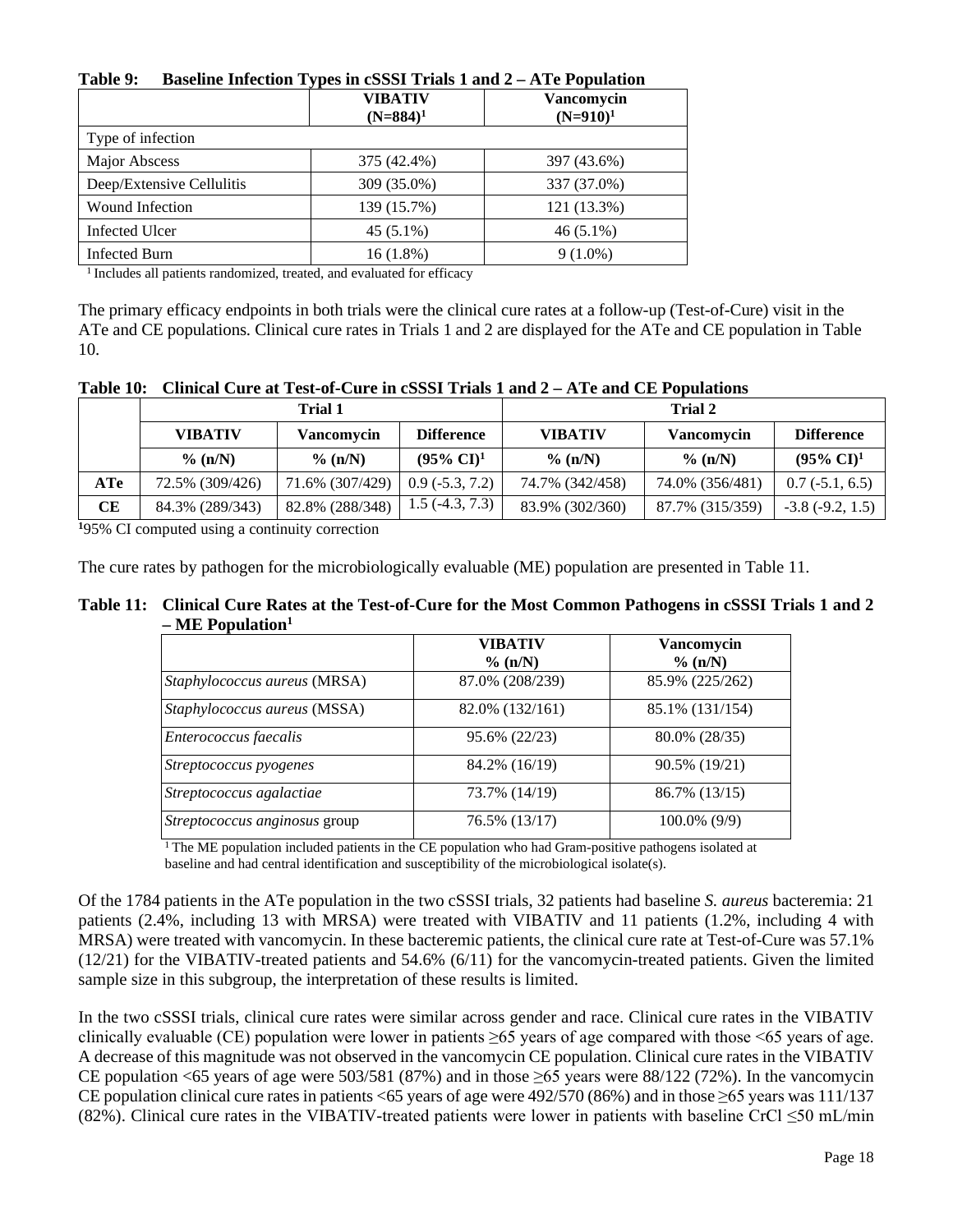**Table 9: Baseline Infection Types in cSSSI Trials 1 and 2 – ATe Population**

| | VIBATIV (N=884)[1] | Vancomycin (N=910)[1] |
|---|---|---|
| Type of infection | | |
| Major Abscess | 375 (42.4%) | 397 (43.6%) |
| Deep/Extensive Cellulitis | 309 (35.0%) | 337 (37.0%) |
| Wound Infection | 139 (15.7%) | 121 (13.3%) |
| Infected Ulcer | 45 (5.1%) | 46 (5.1%) |
| Infected Burn | 16 (1.8%) | 9 (1.0%) |

[1] Includes all patients randomized, treated, and evaluated for efficacy

The primary efficacy endpoints in both trials were the clinical cure rates at a follow-up (Test-of-Cure) visit in the ATe and CE populations. Clinical cure rates in Trials 1 and 2 are displayed for the ATe and CE population in Table 10.

**Table 10: Clinical Cure at Test-of-Cure in cSSSI Trials 1 and 2 – ATe and CE Populations**

| | Trial 1 | | | Trial 2 | | |
|---|---|---|---|---|---|---|
| | VIBATIV | Vancomycin | Difference | VIBATIV | Vancomycin | Difference |
| | % (n/N) | % (n/N) | (95% CI)[1] | % (n/N) | % (n/N) | (95% CI)[1] |
| ATe | 72.5% (309/426) | 71.6% (307/429) | 0.9 (-5.3, 7.2) | 74.7% (342/458) | 74.0% (356/481) | 0.7 (-5.1, 6.5) |
| CE | 84.3% (289/343) | 82.8% (288/348) | 1.5 (-4.3, 7.3) | 83.9% (302/360) | 87.7% (315/359) | -3.8 (-9.2, 1.5) |

[1]95% CI computed using a continuity correction

The cure rates by pathogen for the microbiologically evaluable (ME) population are presented in Table 11.

**Table 11: Clinical Cure Rates at the Test-of-Cure for the Most Common Pathogens in cSSSI Trials 1 and 2 – ME Population[1]**

| | VIBATIV % (n/N) | Vancomycin % (n/N) |
|---|---|---|
| *Staphylococcus aureus* (MRSA) | 87.0% (208/239) | 85.9% (225/262) |
| *Staphylococcus aureus* (MSSA) | 82.0% (132/161) | 85.1% (131/154) |
| *Enterococcus faecalis* | 95.6% (22/23) | 80.0% (28/35) |
| *Streptococcus pyogenes* | 84.2% (16/19) | 90.5% (19/21) |
| *Streptococcus agalactiae* | 73.7% (14/19) | 86.7% (13/15) |
| *Streptococcus anginosus* group | 76.5% (13/17) | 100.0% (9/9) |

[1] The ME population included patients in the CE population who had Gram-positive pathogens isolated at baseline and had central identification and susceptibility of the microbiological isolate(s).

Of the 1784 patients in the ATe population in the two cSSSI trials, 32 patients had baseline *S. aureus* bacteremia: 21 patients (2.4%, including 13 with MRSA) were treated with VIBATIV and 11 patients (1.2%, including 4 with MRSA) were treated with vancomycin. In these bacteremic patients, the clinical cure rate at Test-of-Cure was 57.1% (12/21) for the VIBATIV-treated patients and 54.6% (6/11) for the vancomycin-treated patients. Given the limited sample size in this subgroup, the interpretation of these results is limited.

In the two cSSSI trials, clinical cure rates were similar across gender and race. Clinical cure rates in the VIBATIV clinically evaluable (CE) population were lower in patients ≥65 years of age compared with those <65 years of age. A decrease of this magnitude was not observed in the vancomycin CE population. Clinical cure rates in the VIBATIV CE population <65 years of age were 503/581 (87%) and in those ≥65 years were 88/122 (72%). In the vancomycin CE population clinical cure rates in patients <65 years of age were 492/570 (86%) and in those ≥65 years was 111/137 (82%). Clinical cure rates in the VIBATIV-treated patients were lower in patients with baseline CrCl ≤50 mL/min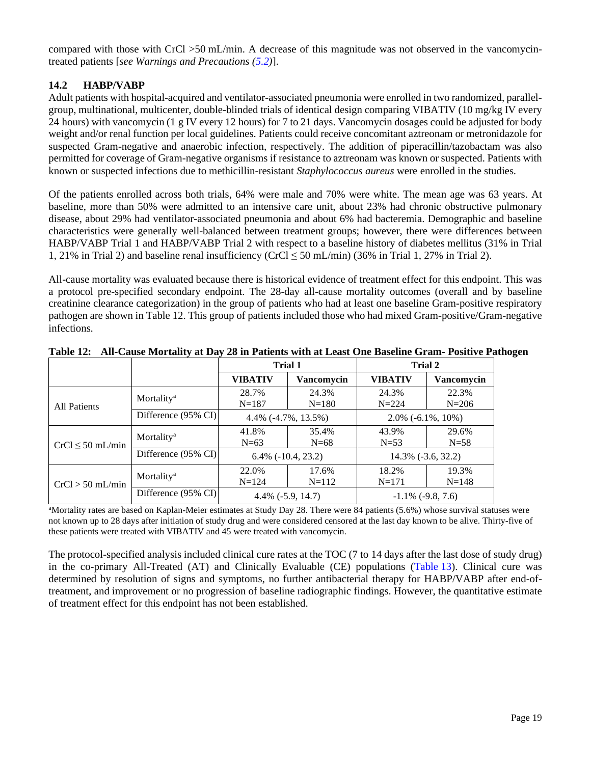compared with those with CrCl >50 mL/min. A decrease of this magnitude was not observed in the vancomycin-treated patients [*see Warnings and Precautions (5.2)*].

### 14.2 HABP/VABP

Adult patients with hospital-acquired and ventilator-associated pneumonia were enrolled in two randomized, parallel-group, multinational, multicenter, double-blinded trials of identical design comparing VIBATIV (10 mg/kg IV every 24 hours) with vancomycin (1 g IV every 12 hours) for 7 to 21 days. Vancomycin dosages could be adjusted for body weight and/or renal function per local guidelines. Patients could receive concomitant aztreonam or metronidazole for suspected Gram-negative and anaerobic infection, respectively. The addition of piperacillin/tazobactam was also permitted for coverage of Gram-negative organisms if resistance to aztreonam was known or suspected. Patients with known or suspected infections due to methicillin-resistant *Staphylococcus aureus* were enrolled in the studies.

Of the patients enrolled across both trials, 64% were male and 70% were white. The mean age was 63 years. At baseline, more than 50% were admitted to an intensive care unit, about 23% had chronic obstructive pulmonary disease, about 29% had ventilator-associated pneumonia and about 6% had bacteremia. Demographic and baseline characteristics were generally well-balanced between treatment groups; however, there were differences between HABP/VABP Trial 1 and HABP/VABP Trial 2 with respect to a baseline history of diabetes mellitus (31% in Trial 1, 21% in Trial 2) and baseline renal insufficiency (CrCl ≤ 50 mL/min) (36% in Trial 1, 27% in Trial 2).

All-cause mortality was evaluated because there is historical evidence of treatment effect for this endpoint. This was a protocol pre-specified secondary endpoint. The 28-day all-cause mortality outcomes (overall and by baseline creatinine clearance categorization) in the group of patients who had at least one baseline Gram-positive respiratory pathogen are shown in Table 12. This group of patients included those who had mixed Gram-positive/Gram-negative infections.

**Table 12: All-Cause Mortality at Day 28 in Patients with at Least One Baseline Gram- Positive Pathogen**

| | | Trial 1 | | Trial 2 | |
|---|---|---|---|---|---|
| | | **VIBATIV** | **Vancomycin** | **VIBATIV** | **Vancomycin** |
| All Patients | Mortality[a] | 28.7% N=187 | 24.3% N=180 | 24.3% N=224 | 22.3% N=206 |
| | Difference (95% CI) | 4.4% (-4.7%, 13.5%) | | 2.0% (-6.1%, 10%) | |
| CrCl ≤ 50 mL/min | Mortality[a] | 41.8% N=63 | 35.4% N=68 | 43.9% N=53 | 29.6% N=58 |
| | Difference (95% CI) | 6.4% (-10.4, 23.2) | | 14.3% (-3.6, 32.2) | |
| CrCl > 50 mL/min | Mortality[a] | 22.0% N=124 | 17.6% N=112 | 18.2% N=171 | 19.3% N=148 |
| | Difference (95% CI) | 4.4% (-5.9, 14.7) | | -1.1% (-9.8, 7.6) | |

[a]Mortality rates are based on Kaplan-Meier estimates at Study Day 28. There were 84 patients (5.6%) whose survival statuses were not known up to 28 days after initiation of study drug and were considered censored at the last day known to be alive. Thirty-five of these patients were treated with VIBATIV and 45 were treated with vancomycin.

The protocol-specified analysis included clinical cure rates at the TOC (7 to 14 days after the last dose of study drug) in the co-primary All-Treated (AT) and Clinically Evaluable (CE) populations (Table 13). Clinical cure was determined by resolution of signs and symptoms, no further antibacterial therapy for HABP/VABP after end-of-treatment, and improvement or no progression of baseline radiographic findings. However, the quantitative estimate of treatment effect for this endpoint has not been established.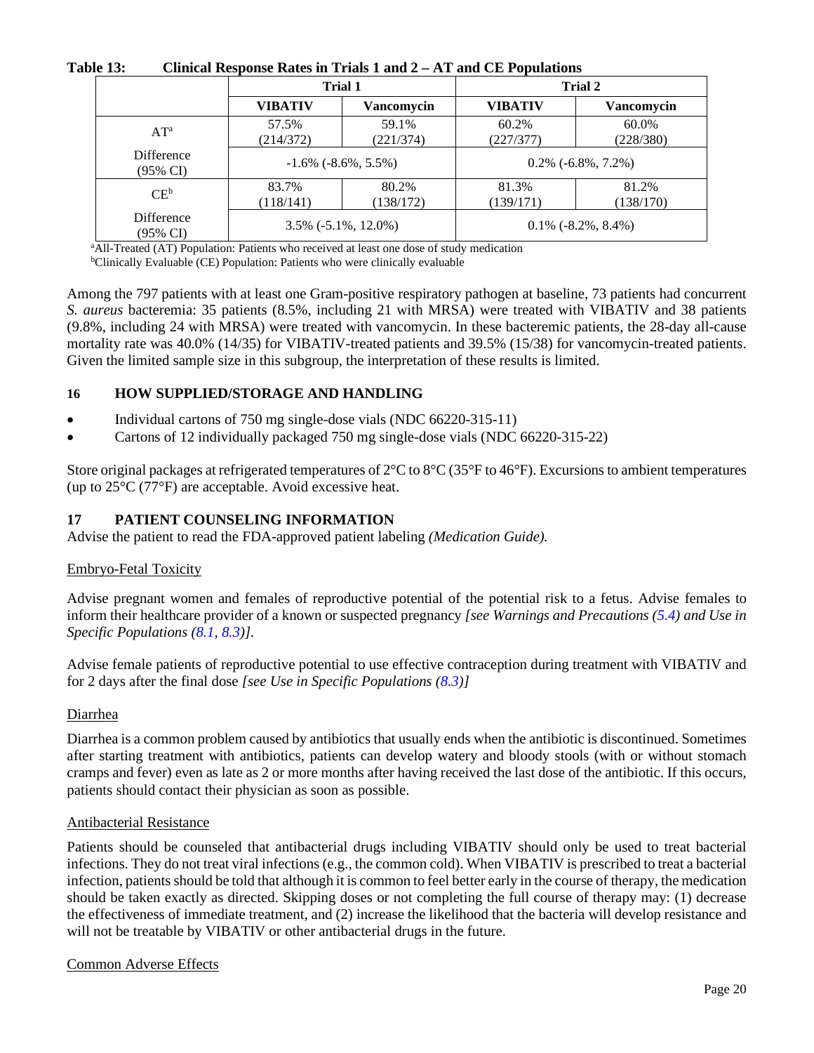**Table 13: Clinical Response Rates in Trials 1 and 2 – AT and CE Populations**

| | Trial 1 | | Trial 2 | |
|---|---|---|---|---|
| | **VIBATIV** | **Vancomycin** | **VIBATIV** | **Vancomycin** |
| AT[a] | 57.5% (214/372) | 59.1% (221/374) | 60.2% (227/377) | 60.0% (228/380) |
| Difference (95% CI) | -1.6% (-8.6%, 5.5%) | | 0.2% (-6.8%, 7.2%) | |
| CE[b] | 83.7% (118/141) | 80.2% (138/172) | 81.3% (139/171) | 81.2% (138/170) |
| Difference (95% CI) | 3.5% (-5.1%, 12.0%) | | 0.1% (-8.2%, 8.4%) | |

[a]All-Treated (AT) Population: Patients who received at least one dose of study medication
[b]Clinically Evaluable (CE) Population: Patients who were clinically evaluable

Among the 797 patients with at least one Gram-positive respiratory pathogen at baseline, 73 patients had concurrent *S. aureus* bacteremia: 35 patients (8.5%, including 21 with MRSA) were treated with VIBATIV and 38 patients (9.8%, including 24 with MRSA) were treated with vancomycin. In these bacteremic patients, the 28-day all-cause mortality rate was 40.0% (14/35) for VIBATIV-treated patients and 39.5% (15/38) for vancomycin-treated patients. Given the limited sample size in this subgroup, the interpretation of these results is limited.

## 16 HOW SUPPLIED/STORAGE AND HANDLING

- Individual cartons of 750 mg single-dose vials (NDC 66220-315-11)
- Cartons of 12 individually packaged 750 mg single-dose vials (NDC 66220-315-22)

Store original packages at refrigerated temperatures of 2°C to 8°C (35°F to 46°F). Excursions to ambient temperatures (up to 25°C (77°F) are acceptable. Avoid excessive heat.

## 17 PATIENT COUNSELING INFORMATION

Advise the patient to read the FDA-approved patient labeling *(Medication Guide).*

Embryo-Fetal Toxicity

Advise pregnant women and females of reproductive potential of the potential risk to a fetus. Advise females to inform their healthcare provider of a known or suspected pregnancy *[see Warnings and Precautions (5.4) and Use in Specific Populations (8.1, 8.3)]*.

Advise female patients of reproductive potential to use effective contraception during treatment with VIBATIV and for 2 days after the final dose *[see Use in Specific Populations (8.3)]*

Diarrhea

Diarrhea is a common problem caused by antibiotics that usually ends when the antibiotic is discontinued. Sometimes after starting treatment with antibiotics, patients can develop watery and bloody stools (with or without stomach cramps and fever) even as late as 2 or more months after having received the last dose of the antibiotic. If this occurs, patients should contact their physician as soon as possible.

Antibacterial Resistance

Patients should be counseled that antibacterial drugs including VIBATIV should only be used to treat bacterial infections. They do not treat viral infections (e.g., the common cold). When VIBATIV is prescribed to treat a bacterial infection, patients should be told that although it is common to feel better early in the course of therapy, the medication should be taken exactly as directed. Skipping doses or not completing the full course of therapy may: (1) decrease the effectiveness of immediate treatment, and (2) increase the likelihood that the bacteria will develop resistance and will not be treatable by VIBATIV or other antibacterial drugs in the future.

Common Adverse Effects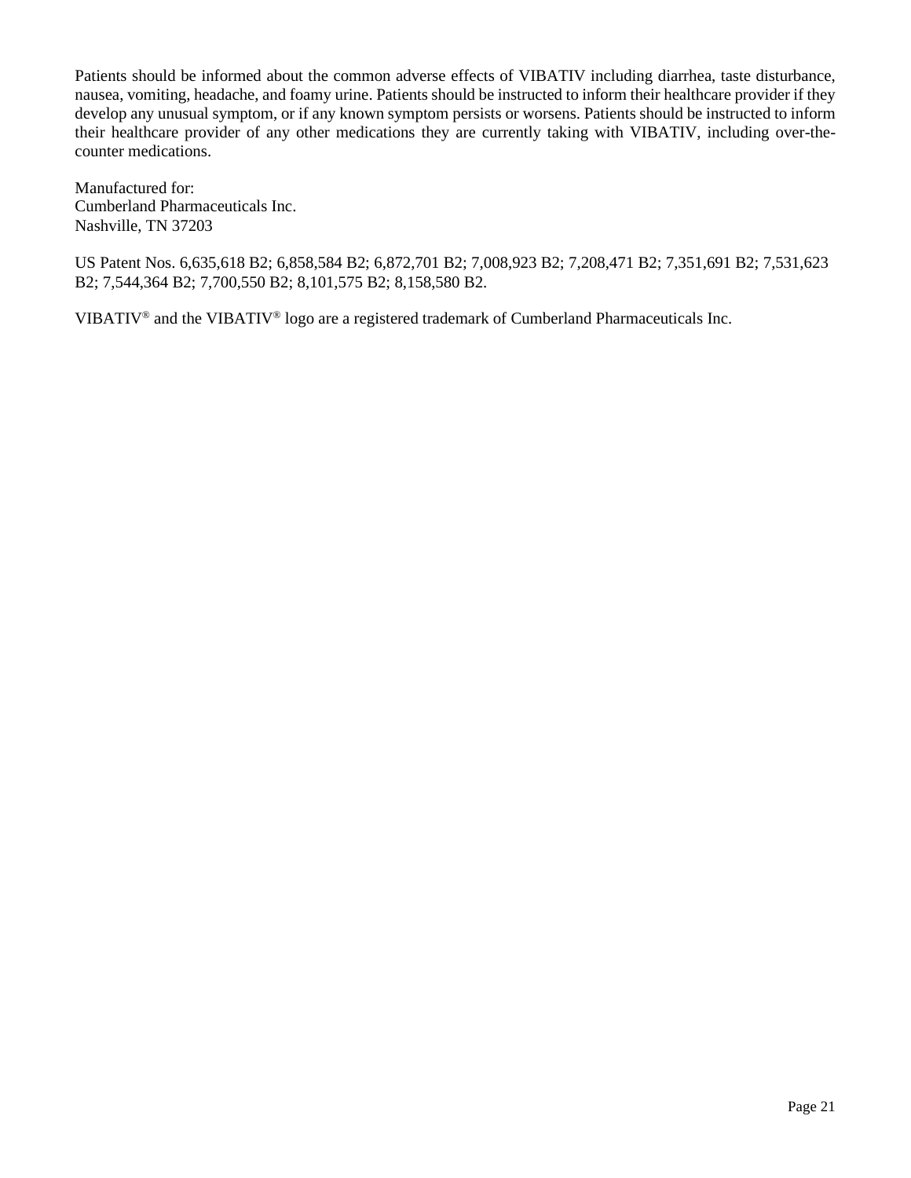Patients should be informed about the common adverse effects of VIBATIV including diarrhea, taste disturbance, nausea, vomiting, headache, and foamy urine. Patients should be instructed to inform their healthcare provider if they develop any unusual symptom, or if any known symptom persists or worsens. Patients should be instructed to inform their healthcare provider of any other medications they are currently taking with VIBATIV, including over-the-counter medications.

Manufactured for:
Cumberland Pharmaceuticals Inc.
Nashville, TN 37203

US Patent Nos. 6,635,618 B2; 6,858,584 B2; 6,872,701 B2; 7,008,923 B2; 7,208,471 B2; 7,351,691 B2; 7,531,623 B2; 7,544,364 B2; 7,700,550 B2; 8,101,575 B2; 8,158,580 B2.

VIBATIV® and the VIBATIV® logo are a registered trademark of Cumberland Pharmaceuticals Inc.